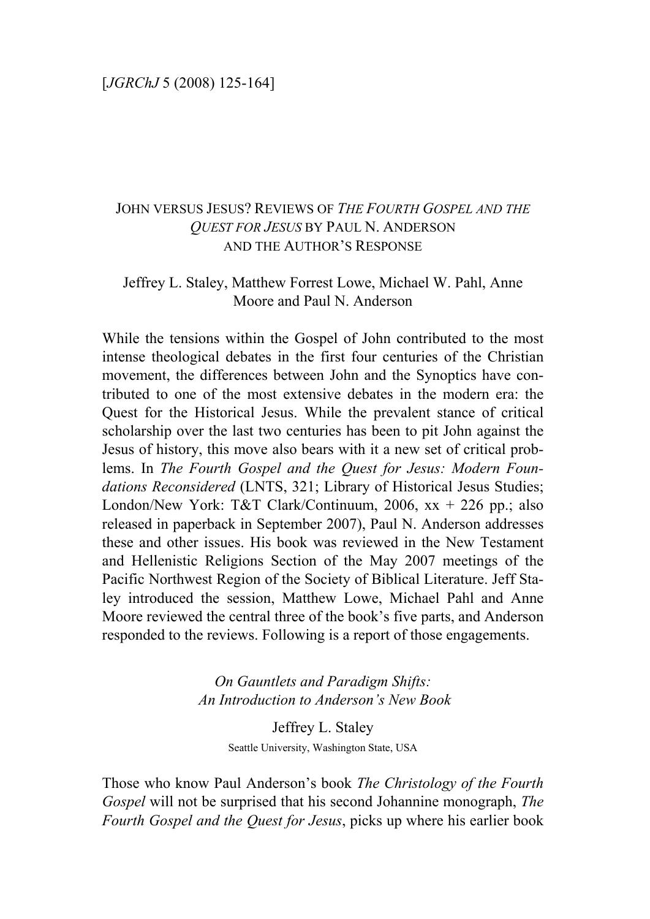[*JGRChJ* 5 (2008) 125-164]

# JOHN VERSUS JESUS? REVIEWS OF *THE FOURTH GOSPEL AND THE QUEST FOR JESUS* BY PAUL N. ANDERSON AND THE AUTHOR'S RESPONSE

Jeffrey L. Staley, Matthew Forrest Lowe, Michael W. Pahl, Anne Moore and Paul N. Anderson

While the tensions within the Gospel of John contributed to the most intense theological debates in the first four centuries of the Christian movement, the differences between John and the Synoptics have contributed to one of the most extensive debates in the modern era: the Quest for the Historical Jesus. While the prevalent stance of critical scholarship over the last two centuries has been to pit John against the Jesus of history, this move also bears with it a new set of critical problems. In *The Fourth Gospel and the Quest for Jesus: Modern Foundations Reconsidered* (LNTS, 321; Library of Historical Jesus Studies; London/New York: T&T Clark/Continuum, 2006, xx + 226 pp.; also released in paperback in September 2007), Paul N. Anderson addresses these and other issues. His book was reviewed in the New Testament and Hellenistic Religions Section of the May 2007 meetings of the Pacific Northwest Region of the Society of Biblical Literature. Jeff Staley introduced the session, Matthew Lowe, Michael Pahl and Anne Moore reviewed the central three of the book's five parts, and Anderson responded to the reviews. Following is a report of those engagements.

## *On Gauntlets and Paradigm Shifts: An Introduction to Anderson's New Book*

Jeffrey L. Staley

Seattle University, Washington State, USA

Those who know Paul Anderson's book *The Christology of the Fourth Gospel* will not be surprised that his second Johannine monograph, *The Fourth Gospel and the Quest for Jesus*, picks up where his earlier book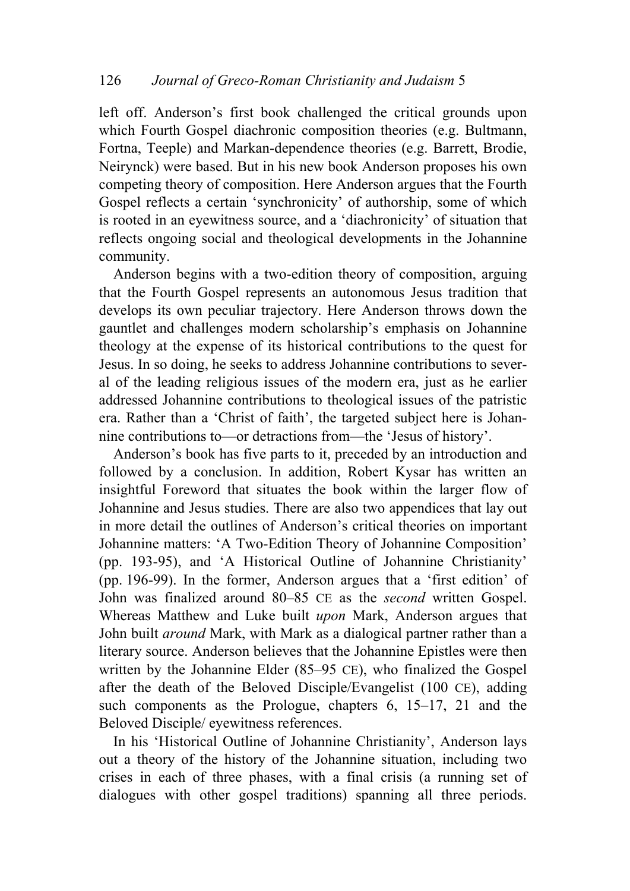left off. Anderson's first book challenged the critical grounds upon which Fourth Gospel diachronic composition theories (e.g. Bultmann, Fortna, Teeple) and Markan-dependence theories (e.g. Barrett, Brodie, Neirynck) were based. But in his new book Anderson proposes his own competing theory of composition. Here Anderson argues that the Fourth Gospel reflects a certain 'synchronicity' of authorship, some of which is rooted in an eyewitness source, and a 'diachronicity' of situation that reflects ongoing social and theological developments in the Johannine community.

Anderson begins with a two-edition theory of composition, arguing that the Fourth Gospel represents an autonomous Jesus tradition that develops its own peculiar trajectory. Here Anderson throws down the gauntlet and challenges modern scholarship's emphasis on Johannine theology at the expense of its historical contributions to the quest for Jesus. In so doing, he seeks to address Johannine contributions to several of the leading religious issues of the modern era, just as he earlier addressed Johannine contributions to theological issues of the patristic era. Rather than a 'Christ of faith', the targeted subject here is Johannine contributions to—or detractions from—the 'Jesus of history'.

Anderson's book has five parts to it, preceded by an introduction and followed by a conclusion. In addition, Robert Kysar has written an insightful Foreword that situates the book within the larger flow of Johannine and Jesus studies. There are also two appendices that lay out in more detail the outlines of Anderson's critical theories on important Johannine matters: 'A Two-Edition Theory of Johannine Composition' (pp. 193-95), and 'A Historical Outline of Johannine Christianity' (pp. 196-99). In the former, Anderson argues that a 'first edition' of John was finalized around 80–85 CE as the *second* written Gospel. Whereas Matthew and Luke built *upon* Mark, Anderson argues that John built *around* Mark, with Mark as a dialogical partner rather than a literary source. Anderson believes that the Johannine Epistles were then written by the Johannine Elder (85–95 CE), who finalized the Gospel after the death of the Beloved Disciple/Evangelist (100 CE), adding such components as the Prologue, chapters 6, 15–17, 21 and the Beloved Disciple/ eyewitness references.

In his 'Historical Outline of Johannine Christianity', Anderson lays out a theory of the history of the Johannine situation, including two crises in each of three phases, with a final crisis (a running set of dialogues with other gospel traditions) spanning all three periods.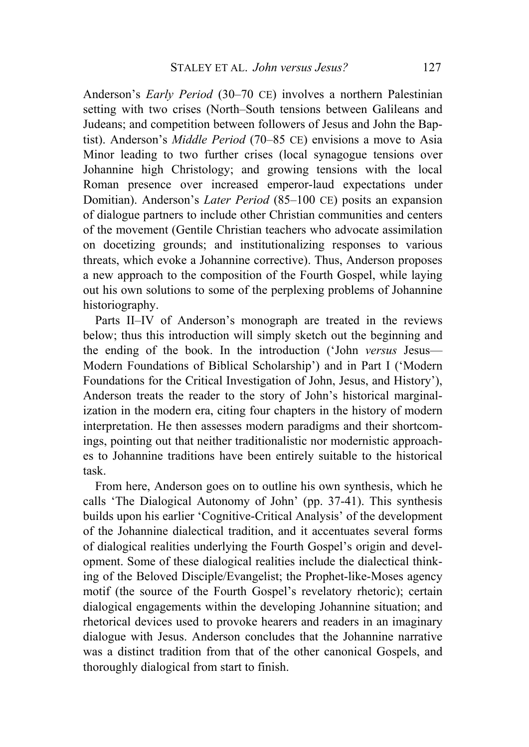Anderson's *Early Period* (30–70 CE) involves a northern Palestinian setting with two crises (North–South tensions between Galileans and Judeans; and competition between followers of Jesus and John the Baptist). Anderson's *Middle Period* (70–85 CE) envisions a move to Asia Minor leading to two further crises (local synagogue tensions over Johannine high Christology; and growing tensions with the local Roman presence over increased emperor-laud expectations under Domitian). Anderson's *Later Period* (85–100 CE) posits an expansion of dialogue partners to include other Christian communities and centers of the movement (Gentile Christian teachers who advocate assimilation on docetizing grounds; and institutionalizing responses to various threats, which evoke a Johannine corrective). Thus, Anderson proposes a new approach to the composition of the Fourth Gospel, while laying out his own solutions to some of the perplexing problems of Johannine historiography.

Parts II–IV of Anderson's monograph are treated in the reviews below; thus this introduction will simply sketch out the beginning and the ending of the book. In the introduction ('John *versus* Jesus—Modern Foundations of Biblical Scholarship') and in Part I ('Modern Foundations for the Critical Investigation of John, Jesus, and History'), Anderson treats the reader to the story of John's historical marginalization in the modern era, citing four chapters in the history of modern interpretation. He then assesses modern paradigms and their shortcomings, pointing out that neither traditionalistic nor modernistic approaches to Johannine traditions have been entirely suitable to the historical task.

From here, Anderson goes on to outline his own synthesis, which he calls 'The Dialogical Autonomy of John' (pp. 37-41). This synthesis builds upon his earlier 'Cognitive-Critical Analysis' of the development of the Johannine dialectical tradition, and it accentuates several forms of dialogical realities underlying the Fourth Gospel's origin and development. Some of these dialogical realities include the dialectical thinking of the Beloved Disciple/Evangelist; the Prophet-like-Moses agency motif (the source of the Fourth Gospel's revelatory rhetoric); certain dialogical engagements within the developing Johannine situation; and rhetorical devices used to provoke hearers and readers in an imaginary dialogue with Jesus. Anderson concludes that the Johannine narrative was a distinct tradition from that of the other canonical Gospels, and thoroughly dialogical from start to finish.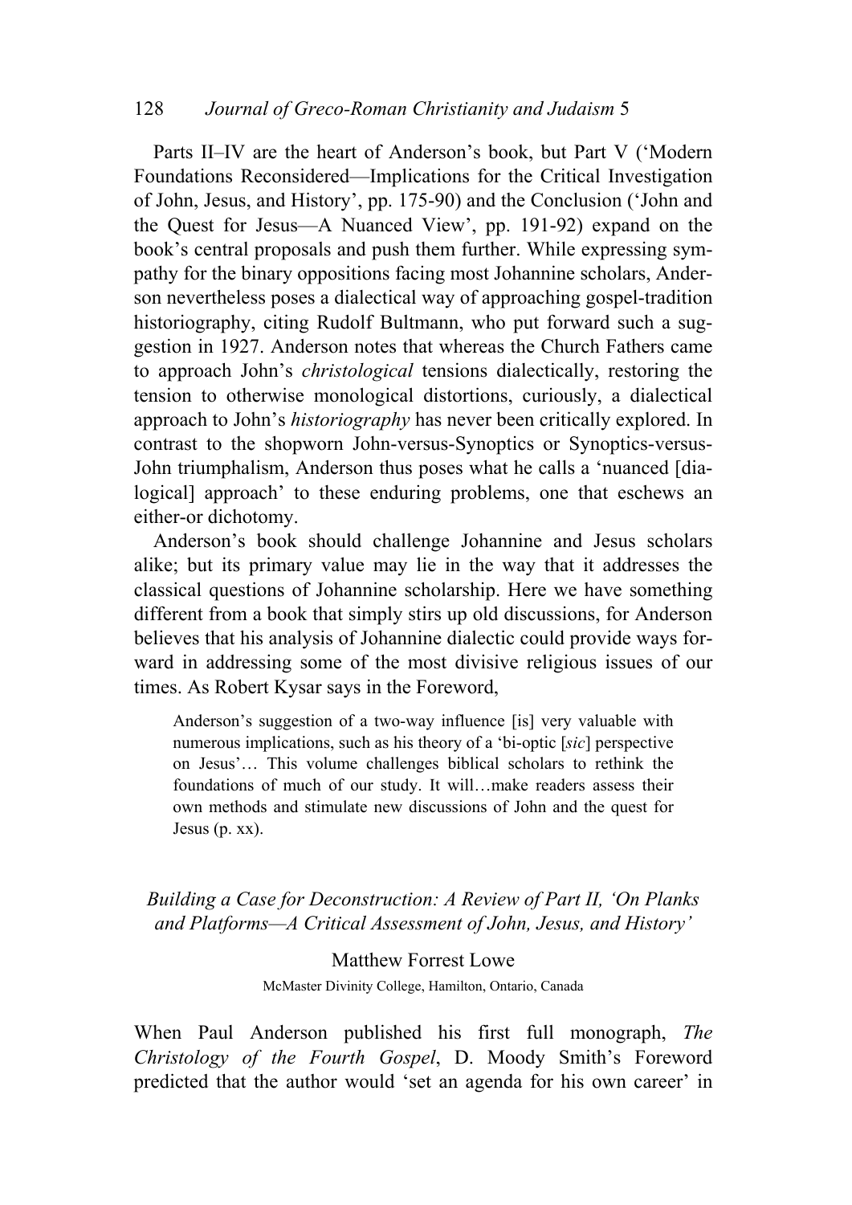Parts II–IV are the heart of Anderson's book, but Part V ('Modern Foundations Reconsidered—Implications for the Critical Investigation of John, Jesus, and History', pp. 175-90) and the Conclusion ('John and the Quest for Jesus—A Nuanced View', pp. 191-92) expand on the book's central proposals and push them further. While expressing sympathy for the binary oppositions facing most Johannine scholars, Anderson nevertheless poses a dialectical way of approaching gospel-tradition historiography, citing Rudolf Bultmann, who put forward such a suggestion in 1927. Anderson notes that whereas the Church Fathers came to approach John's *christological* tensions dialectically, restoring the tension to otherwise monological distortions, curiously, a dialectical approach to John's *historiography* has never been critically explored. In contrast to the shopworn John-versus-Synoptics or Synoptics-versus-John triumphalism, Anderson thus poses what he calls a 'nuanced [dialogical] approach' to these enduring problems, one that eschews an either-or dichotomy.

Anderson's book should challenge Johannine and Jesus scholars alike; but its primary value may lie in the way that it addresses the classical questions of Johannine scholarship. Here we have something different from a book that simply stirs up old discussions, for Anderson believes that his analysis of Johannine dialectic could provide ways forward in addressing some of the most divisive religious issues of our times. As Robert Kysar says in the Foreword,

> Anderson's suggestion of a two-way influence [is] very valuable with numerous implications, such as his theory of a 'bi-optic [*sic*] perspective on Jesus'… This volume challenges biblical scholars to rethink the foundations of much of our study. It will…make readers assess their own methods and stimulate new discussions of John and the quest for Jesus (p. xx).

## *Building a Case for Deconstruction: A Review of Part II, 'On Planks and Platforms—A Critical Assessment of John, Jesus, and History'*

Matthew Forrest Lowe

McMaster Divinity College, Hamilton, Ontario, Canada

When Paul Anderson published his first full monograph, *The Christology of the Fourth Gospel*, D. Moody Smith's Foreword predicted that the author would 'set an agenda for his own career' in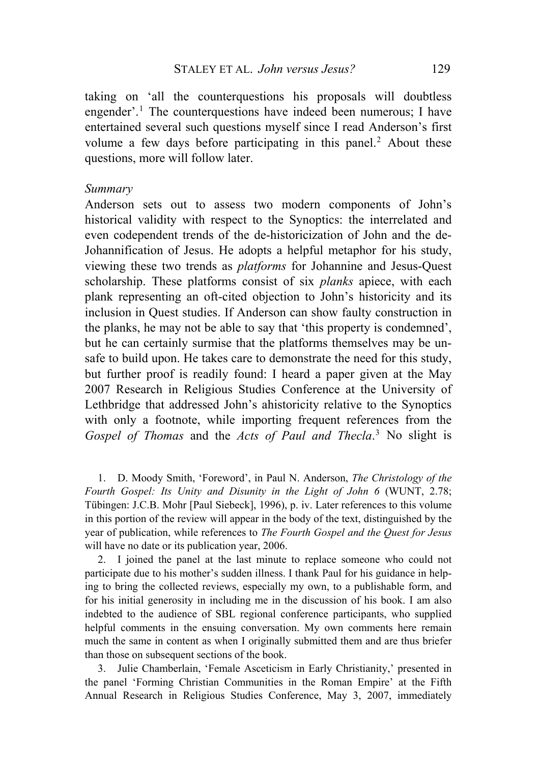taking on ‘all the counterquestions his proposals will doubtless engender’.[1] The counterquestions have indeed been numerous; I have entertained several such questions myself since I read Anderson’s first volume a few days before participating in this panel.[2] About these questions, more will follow later.

*Summary*

Anderson sets out to assess two modern components of John’s historical validity with respect to the Synoptics: the interrelated and even codependent trends of the de-historicization of John and the de-Johannification of Jesus. He adopts a helpful metaphor for his study, viewing these two trends as *platforms* for Johannine and Jesus-Quest scholarship. These platforms consist of six *planks* apiece, with each plank representing an oft-cited objection to John’s historicity and its inclusion in Quest studies. If Anderson can show faulty construction in the planks, he may not be able to say that ‘this property is condemned’, but he can certainly surmise that the platforms themselves may be unsafe to build upon. He takes care to demonstrate the need for this study, but further proof is readily found: I heard a paper given at the May 2007 Research in Religious Studies Conference at the University of Lethbridge that addressed John’s ahistoricity relative to the Synoptics with only a footnote, while importing frequent references from the *Gospel of Thomas* and the *Acts of Paul and Thecla*.[3] No slight is

1. D. Moody Smith, ‘Foreword’, in Paul N. Anderson, *The Christology of the Fourth Gospel: Its Unity and Disunity in the Light of John 6* (WUNT, 2.78; Tübingen: J.C.B. Mohr [Paul Siebeck], 1996), p. iv. Later references to this volume in this portion of the review will appear in the body of the text, distinguished by the year of publication, while references to *The Fourth Gospel and the Quest for Jesus* will have no date or its publication year, 2006.

2. I joined the panel at the last minute to replace someone who could not participate due to his mother’s sudden illness. I thank Paul for his guidance in helping to bring the collected reviews, especially my own, to a publishable form, and for his initial generosity in including me in the discussion of his book. I am also indebted to the audience of SBL regional conference participants, who supplied helpful comments in the ensuing conversation. My own comments here remain much the same in content as when I originally submitted them and are thus briefer than those on subsequent sections of the book.

3. Julie Chamberlain, ‘Female Asceticism in Early Christianity,’ presented in the panel ‘Forming Christian Communities in the Roman Empire’ at the Fifth Annual Research in Religious Studies Conference, May 3, 2007, immediately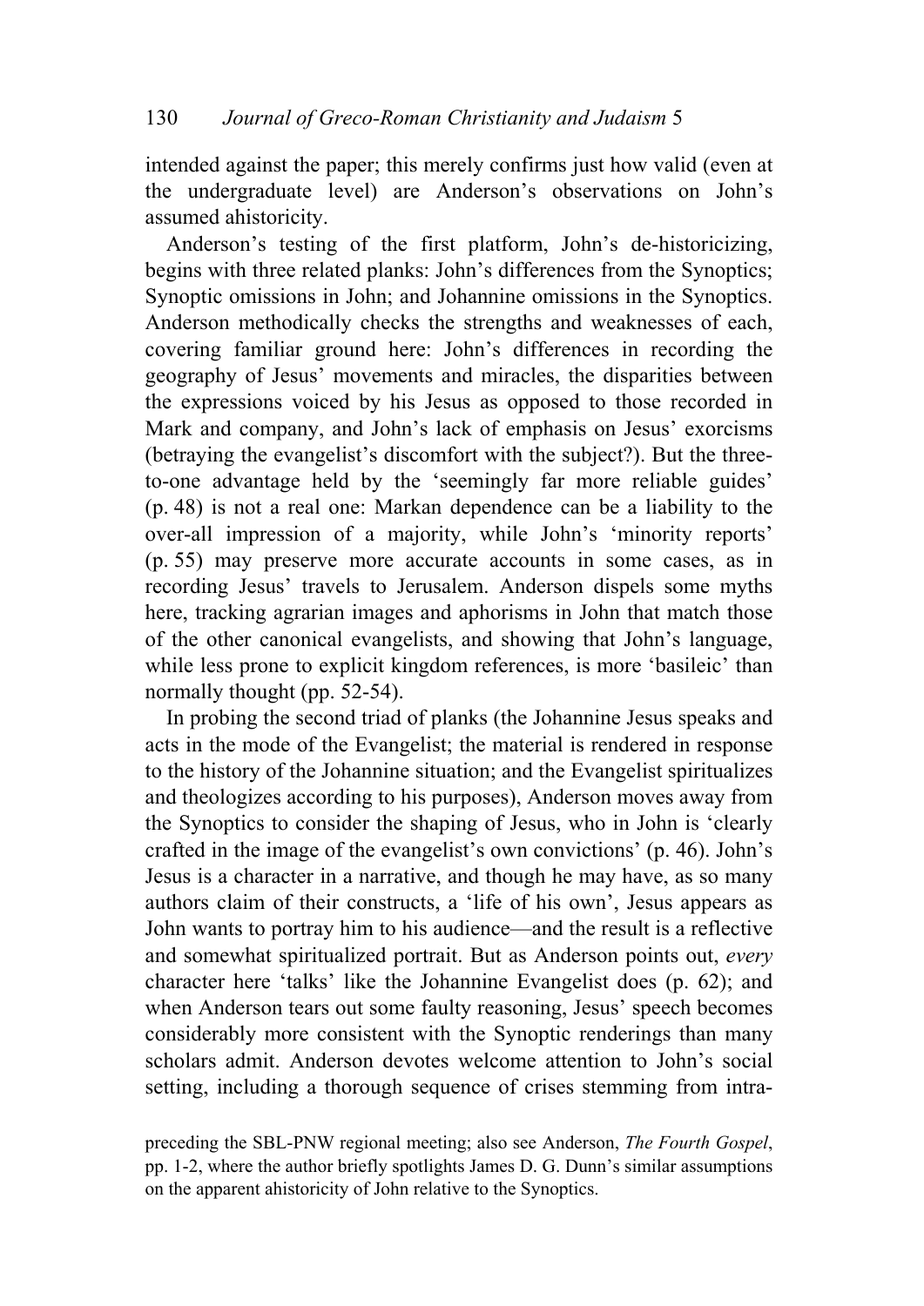intended against the paper; this merely confirms just how valid (even at the undergraduate level) are Anderson's observations on John's assumed ahistoricity.

Anderson's testing of the first platform, John's de-historicizing, begins with three related planks: John's differences from the Synoptics; Synoptic omissions in John; and Johannine omissions in the Synoptics. Anderson methodically checks the strengths and weaknesses of each, covering familiar ground here: John's differences in recording the geography of Jesus' movements and miracles, the disparities between the expressions voiced by his Jesus as opposed to those recorded in Mark and company, and John's lack of emphasis on Jesus' exorcisms (betraying the evangelist's discomfort with the subject?). But the three-to-one advantage held by the 'seemingly far more reliable guides' (p. 48) is not a real one: Markan dependence can be a liability to the over-all impression of a majority, while John's 'minority reports' (p. 55) may preserve more accurate accounts in some cases, as in recording Jesus' travels to Jerusalem. Anderson dispels some myths here, tracking agrarian images and aphorisms in John that match those of the other canonical evangelists, and showing that John's language, while less prone to explicit kingdom references, is more 'basileic' than normally thought (pp. 52-54).

In probing the second triad of planks (the Johannine Jesus speaks and acts in the mode of the Evangelist; the material is rendered in response to the history of the Johannine situation; and the Evangelist spiritualizes and theologizes according to his purposes), Anderson moves away from the Synoptics to consider the shaping of Jesus, who in John is 'clearly crafted in the image of the evangelist's own convictions' (p. 46). John's Jesus is a character in a narrative, and though he may have, as so many authors claim of their constructs, a 'life of his own', Jesus appears as John wants to portray him to his audience—and the result is a reflective and somewhat spiritualized portrait. But as Anderson points out, *every* character here 'talks' like the Johannine Evangelist does (p. 62); and when Anderson tears out some faulty reasoning, Jesus' speech becomes considerably more consistent with the Synoptic renderings than many scholars admit. Anderson devotes welcome attention to John's social setting, including a thorough sequence of crises stemming from intra-

preceding the SBL-PNW regional meeting; also see Anderson, *The Fourth Gospel*, pp. 1-2, where the author briefly spotlights James D. G. Dunn's similar assumptions on the apparent ahistoricity of John relative to the Synoptics.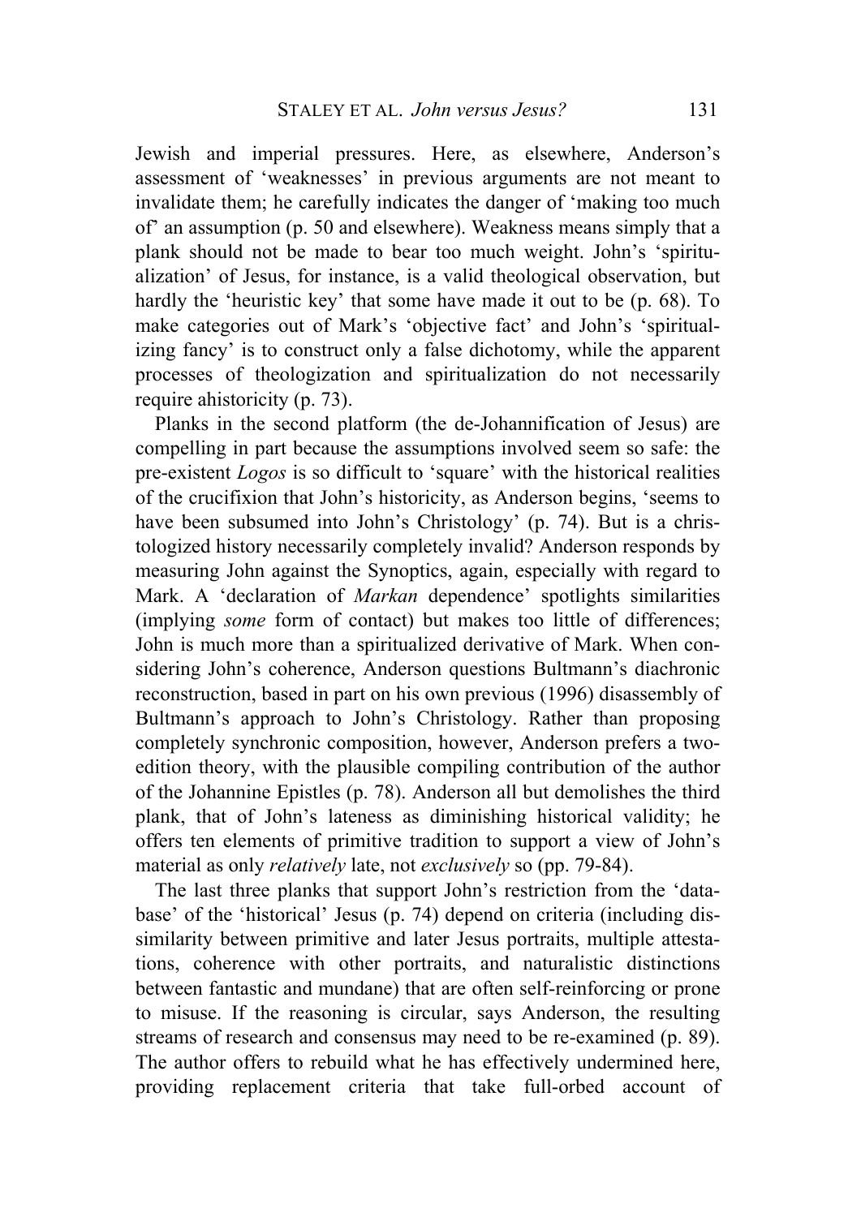Jewish and imperial pressures. Here, as elsewhere, Anderson's assessment of 'weaknesses' in previous arguments are not meant to invalidate them; he carefully indicates the danger of 'making too much of' an assumption (p. 50 and elsewhere). Weakness means simply that a plank should not be made to bear too much weight. John's 'spiritualization' of Jesus, for instance, is a valid theological observation, but hardly the 'heuristic key' that some have made it out to be (p. 68). To make categories out of Mark's 'objective fact' and John's 'spiritualizing fancy' is to construct only a false dichotomy, while the apparent processes of theologization and spiritualization do not necessarily require ahistoricity (p. 73).

Planks in the second platform (the de-Johannification of Jesus) are compelling in part because the assumptions involved seem so safe: the pre-existent *Logos* is so difficult to 'square' with the historical realities of the crucifixion that John's historicity, as Anderson begins, 'seems to have been subsumed into John's Christology' (p. 74). But is a christologized history necessarily completely invalid? Anderson responds by measuring John against the Synoptics, again, especially with regard to Mark. A 'declaration of *Markan* dependence' spotlights similarities (implying *some* form of contact) but makes too little of differences; John is much more than a spiritualized derivative of Mark. When considering John's coherence, Anderson questions Bultmann's diachronic reconstruction, based in part on his own previous (1996) disassembly of Bultmann's approach to John's Christology. Rather than proposing completely synchronic composition, however, Anderson prefers a two-edition theory, with the plausible compiling contribution of the author of the Johannine Epistles (p. 78). Anderson all but demolishes the third plank, that of John's lateness as diminishing historical validity; he offers ten elements of primitive tradition to support a view of John's material as only *relatively* late, not *exclusively* so (pp. 79-84).

The last three planks that support John's restriction from the 'database' of the 'historical' Jesus (p. 74) depend on criteria (including dissimilarity between primitive and later Jesus portraits, multiple attestations, coherence with other portraits, and naturalistic distinctions between fantastic and mundane) that are often self-reinforcing or prone to misuse. If the reasoning is circular, says Anderson, the resulting streams of research and consensus may need to be re-examined (p. 89). The author offers to rebuild what he has effectively undermined here, providing replacement criteria that take full-orbed account of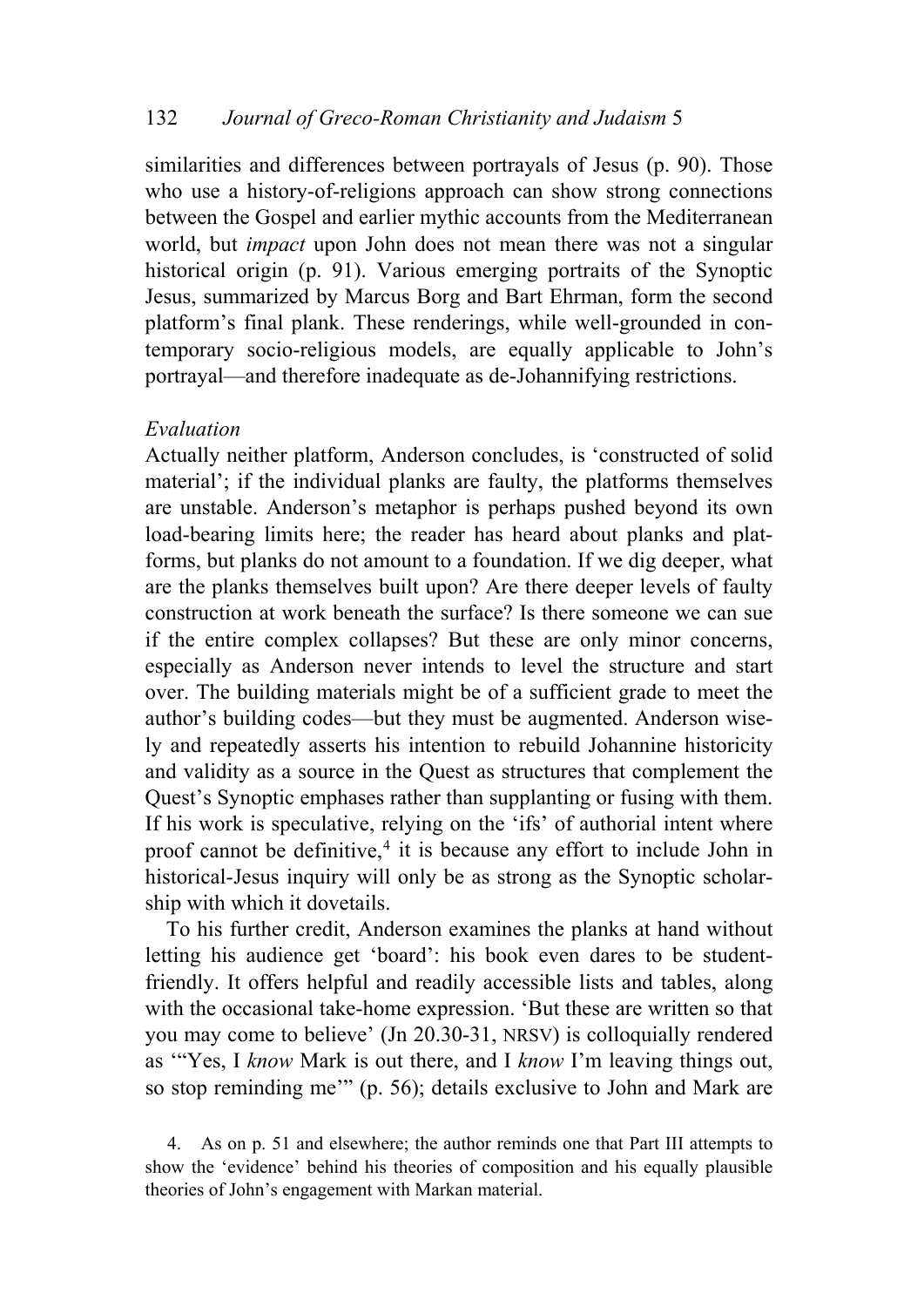similarities and differences between portrayals of Jesus (p. 90). Those who use a history-of-religions approach can show strong connections between the Gospel and earlier mythic accounts from the Mediterranean world, but *impact* upon John does not mean there was not a singular historical origin (p. 91). Various emerging portraits of the Synoptic Jesus, summarized by Marcus Borg and Bart Ehrman, form the second platform's final plank. These renderings, while well-grounded in contemporary socio-religious models, are equally applicable to John's portrayal—and therefore inadequate as de-Johannifying restrictions.

*Evaluation*

Actually neither platform, Anderson concludes, is 'constructed of solid material'; if the individual planks are faulty, the platforms themselves are unstable. Anderson's metaphor is perhaps pushed beyond its own load-bearing limits here; the reader has heard about planks and platforms, but planks do not amount to a foundation. If we dig deeper, what are the planks themselves built upon? Are there deeper levels of faulty construction at work beneath the surface? Is there someone we can sue if the entire complex collapses? But these are only minor concerns, especially as Anderson never intends to level the structure and start over. The building materials might be of a sufficient grade to meet the author's building codes—but they must be augmented. Anderson wisely and repeatedly asserts his intention to rebuild Johannine historicity and validity as a source in the Quest as structures that complement the Quest's Synoptic emphases rather than supplanting or fusing with them. If his work is speculative, relying on the 'ifs' of authorial intent where proof cannot be definitive,[4] it is because any effort to include John in historical-Jesus inquiry will only be as strong as the Synoptic scholarship with which it dovetails.

To his further credit, Anderson examines the planks at hand without letting his audience get 'board': his book even dares to be student-friendly. It offers helpful and readily accessible lists and tables, along with the occasional take-home expression. 'But these are written so that you may come to believe' (Jn 20.30-31, NRSV) is colloquially rendered as '"Yes, I *know* Mark is out there, and I *know* I'm leaving things out, so stop reminding me"' (p. 56); details exclusive to John and Mark are

4. As on p. 51 and elsewhere; the author reminds one that Part III attempts to show the 'evidence' behind his theories of composition and his equally plausible theories of John's engagement with Markan material.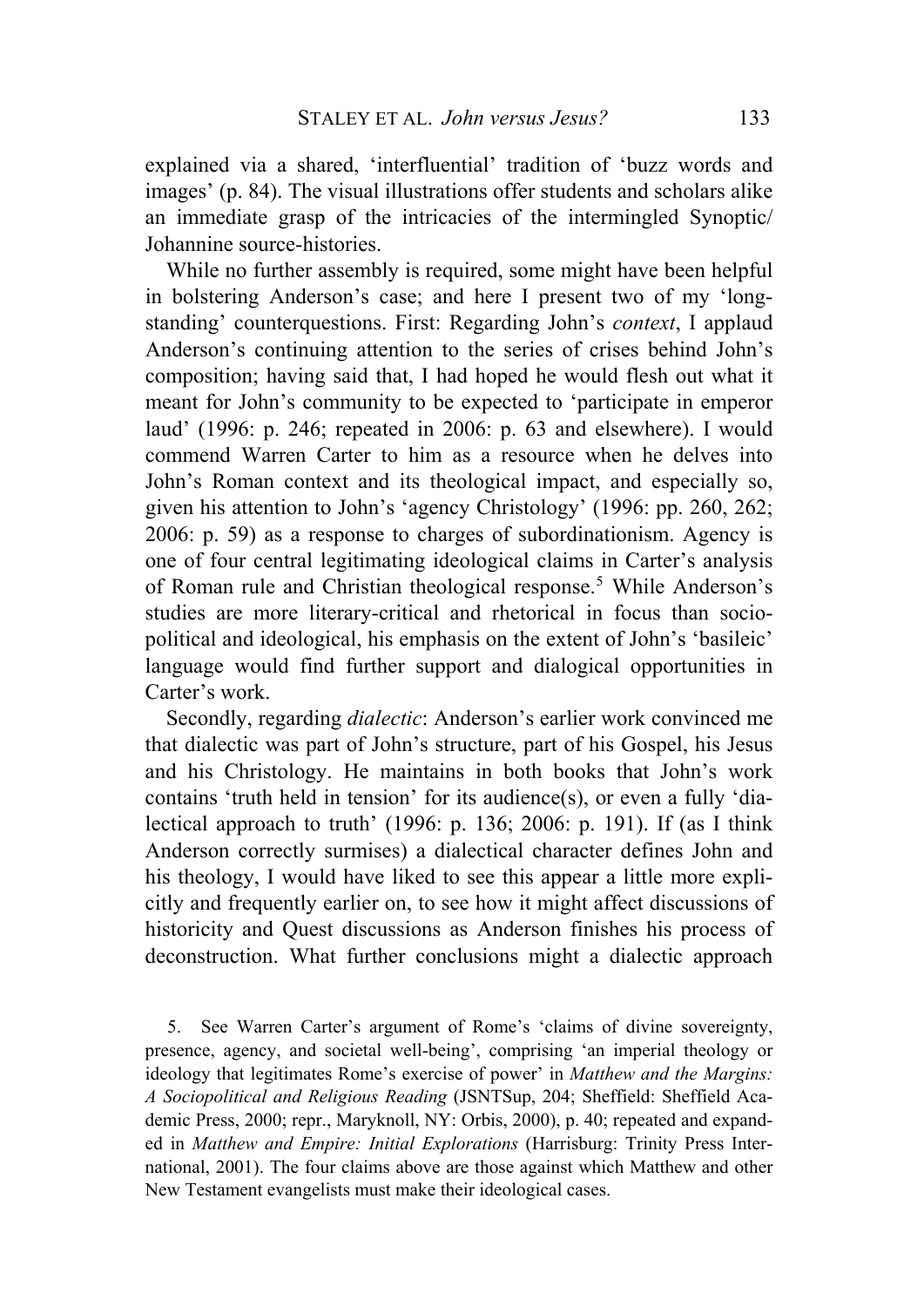explained via a shared, 'interfluential' tradition of 'buzz words and images' (p. 84). The visual illustrations offer students and scholars alike an immediate grasp of the intricacies of the intermingled Synoptic/ Johannine source-histories.

While no further assembly is required, some might have been helpful in bolstering Anderson's case; and here I present two of my 'long-standing' counterquestions. First: Regarding John's *context*, I applaud Anderson's continuing attention to the series of crises behind John's composition; having said that, I had hoped he would flesh out what it meant for John's community to be expected to 'participate in emperor laud' (1996: p. 246; repeated in 2006: p. 63 and elsewhere). I would commend Warren Carter to him as a resource when he delves into John's Roman context and its theological impact, and especially so, given his attention to John's 'agency Christology' (1996: pp. 260, 262; 2006: p. 59) as a response to charges of subordinationism. Agency is one of four central legitimating ideological claims in Carter's analysis of Roman rule and Christian theological response.[5] While Anderson's studies are more literary-critical and rhetorical in focus than socio-political and ideological, his emphasis on the extent of John's 'basileic' language would find further support and dialogical opportunities in Carter's work.

Secondly, regarding *dialectic*: Anderson's earlier work convinced me that dialectic was part of John's structure, part of his Gospel, his Jesus and his Christology. He maintains in both books that John's work contains 'truth held in tension' for its audience(s), or even a fully 'dialectical approach to truth' (1996: p. 136; 2006: p. 191). If (as I think Anderson correctly surmises) a dialectical character defines John and his theology, I would have liked to see this appear a little more explicitly and frequently earlier on, to see how it might affect discussions of historicity and Quest discussions as Anderson finishes his process of deconstruction. What further conclusions might a dialectic approach

5. See Warren Carter's argument of Rome's 'claims of divine sovereignty, presence, agency, and societal well-being', comprising 'an imperial theology or ideology that legitimates Rome's exercise of power' in *Matthew and the Margins: A Sociopolitical and Religious Reading* (JSNTSup, 204; Sheffield: Sheffield Academic Press, 2000; repr., Maryknoll, NY: Orbis, 2000), p. 40; repeated and expanded in *Matthew and Empire: Initial Explorations* (Harrisburg: Trinity Press International, 2001). The four claims above are those against which Matthew and other New Testament evangelists must make their ideological cases.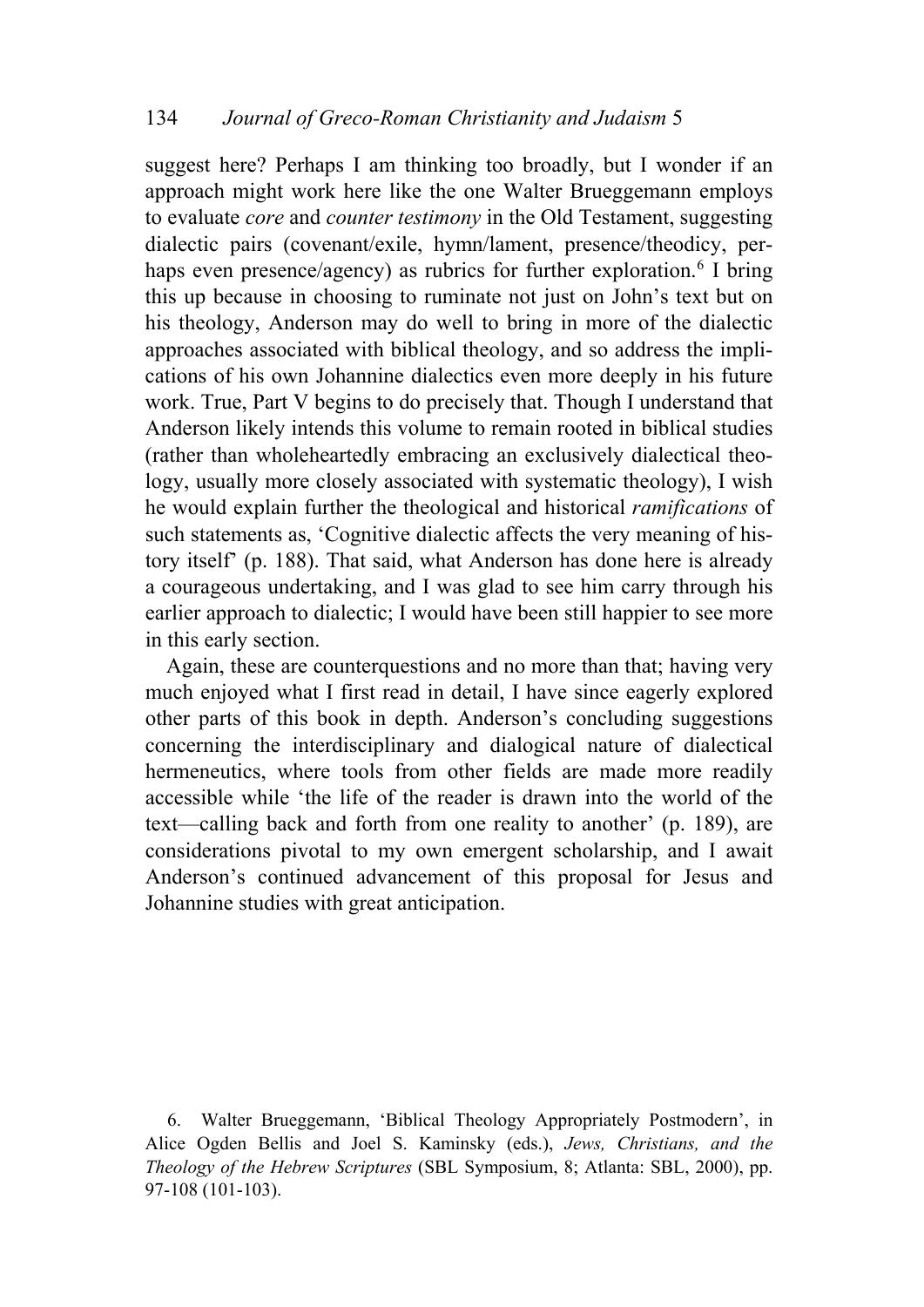suggest here? Perhaps I am thinking too broadly, but I wonder if an approach might work here like the one Walter Brueggemann employs to evaluate *core* and *counter testimony* in the Old Testament, suggesting dialectic pairs (covenant/exile, hymn/lament, presence/theodicy, perhaps even presence/agency) as rubrics for further exploration.[6] I bring this up because in choosing to ruminate not just on John's text but on his theology, Anderson may do well to bring in more of the dialectic approaches associated with biblical theology, and so address the implications of his own Johannine dialectics even more deeply in his future work. True, Part V begins to do precisely that. Though I understand that Anderson likely intends this volume to remain rooted in biblical studies (rather than wholeheartedly embracing an exclusively dialectical theology, usually more closely associated with systematic theology), I wish he would explain further the theological and historical *ramifications* of such statements as, 'Cognitive dialectic affects the very meaning of history itself' (p. 188). That said, what Anderson has done here is already a courageous undertaking, and I was glad to see him carry through his earlier approach to dialectic; I would have been still happier to see more in this early section.

Again, these are counterquestions and no more than that; having very much enjoyed what I first read in detail, I have since eagerly explored other parts of this book in depth. Anderson's concluding suggestions concerning the interdisciplinary and dialogical nature of dialectical hermeneutics, where tools from other fields are made more readily accessible while 'the life of the reader is drawn into the world of the text—calling back and forth from one reality to another' (p. 189), are considerations pivotal to my own emergent scholarship, and I await Anderson's continued advancement of this proposal for Jesus and Johannine studies with great anticipation.

6. Walter Brueggemann, 'Biblical Theology Appropriately Postmodern', in Alice Ogden Bellis and Joel S. Kaminsky (eds.), *Jews, Christians, and the Theology of the Hebrew Scriptures* (SBL Symposium, 8; Atlanta: SBL, 2000), pp. 97-108 (101-103).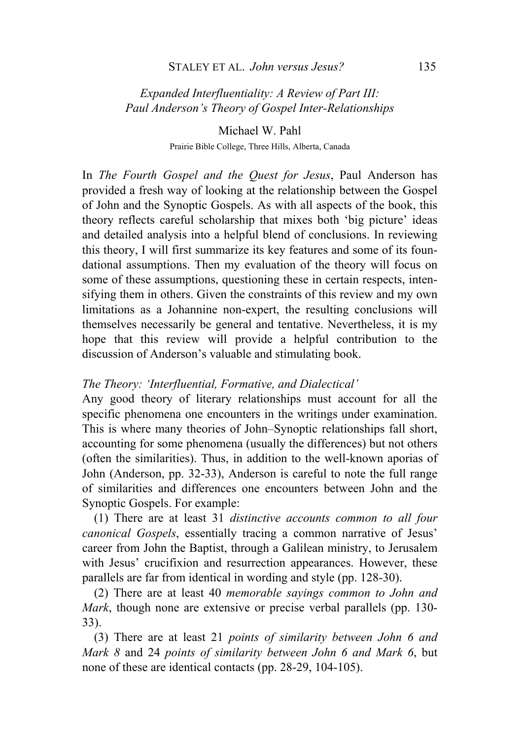*Expanded Interfluentiality: A Review of Part III: Paul Anderson's Theory of Gospel Inter-Relationships*

Michael W. Pahl

Prairie Bible College, Three Hills, Alberta, Canada

In *The Fourth Gospel and the Quest for Jesus*, Paul Anderson has provided a fresh way of looking at the relationship between the Gospel of John and the Synoptic Gospels. As with all aspects of the book, this theory reflects careful scholarship that mixes both 'big picture' ideas and detailed analysis into a helpful blend of conclusions. In reviewing this theory, I will first summarize its key features and some of its foundational assumptions. Then my evaluation of the theory will focus on some of these assumptions, questioning these in certain respects, intensifying them in others. Given the constraints of this review and my own limitations as a Johannine non-expert, the resulting conclusions will themselves necessarily be general and tentative. Nevertheless, it is my hope that this review will provide a helpful contribution to the discussion of Anderson's valuable and stimulating book.

*The Theory: 'Interfluential, Formative, and Dialectical'*

Any good theory of literary relationships must account for all the specific phenomena one encounters in the writings under examination. This is where many theories of John–Synoptic relationships fall short, accounting for some phenomena (usually the differences) but not others (often the similarities). Thus, in addition to the well-known aporias of John (Anderson, pp. 32-33), Anderson is careful to note the full range of similarities and differences one encounters between John and the Synoptic Gospels. For example:

(1) There are at least 31 *distinctive accounts common to all four canonical Gospels*, essentially tracing a common narrative of Jesus' career from John the Baptist, through a Galilean ministry, to Jerusalem with Jesus' crucifixion and resurrection appearances. However, these parallels are far from identical in wording and style (pp. 128-30).

(2) There are at least 40 *memorable sayings common to John and Mark*, though none are extensive or precise verbal parallels (pp. 130-33).

(3) There are at least 21 *points of similarity between John 6 and Mark 8* and 24 *points of similarity between John 6 and Mark 6*, but none of these are identical contacts (pp. 28-29, 104-105).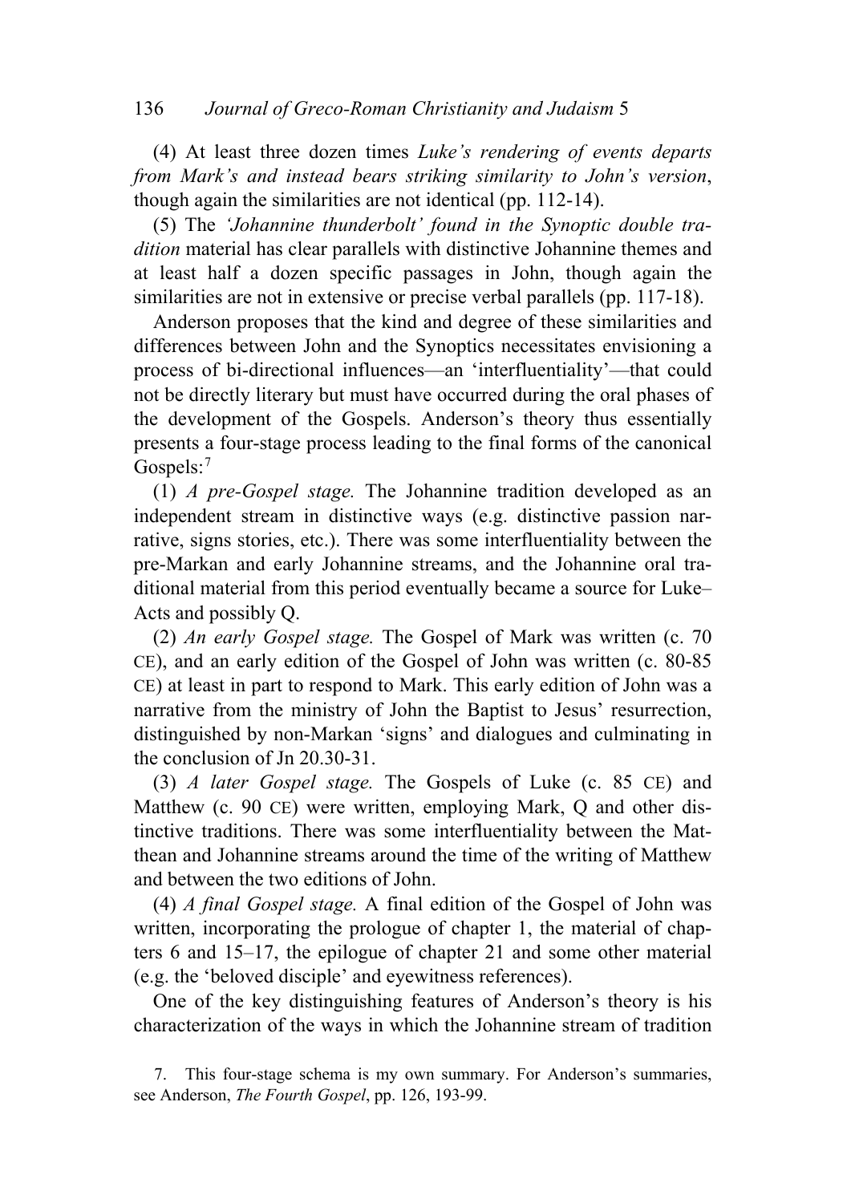(4) At least three dozen times *Luke's rendering of events departs from Mark's and instead bears striking similarity to John's version*, though again the similarities are not identical (pp. 112-14).

(5) The *'Johannine thunderbolt' found in the Synoptic double tradition* material has clear parallels with distinctive Johannine themes and at least half a dozen specific passages in John, though again the similarities are not in extensive or precise verbal parallels (pp. 117-18).

Anderson proposes that the kind and degree of these similarities and differences between John and the Synoptics necessitates envisioning a process of bi-directional influences—an 'interfluentiality'—that could not be directly literary but must have occurred during the oral phases of the development of the Gospels. Anderson's theory thus essentially presents a four-stage process leading to the final forms of the canonical Gospels:[7]

(1) *A pre-Gospel stage.* The Johannine tradition developed as an independent stream in distinctive ways (e.g. distinctive passion narrative, signs stories, etc.). There was some interfluentiality between the pre-Markan and early Johannine streams, and the Johannine oral traditional material from this period eventually became a source for Luke–Acts and possibly Q.

(2) *An early Gospel stage.* The Gospel of Mark was written (c. 70 CE), and an early edition of the Gospel of John was written (c. 80-85 CE) at least in part to respond to Mark. This early edition of John was a narrative from the ministry of John the Baptist to Jesus' resurrection, distinguished by non-Markan 'signs' and dialogues and culminating in the conclusion of Jn 20.30-31.

(3) *A later Gospel stage.* The Gospels of Luke (c. 85 CE) and Matthew (c. 90 CE) were written, employing Mark, Q and other distinctive traditions. There was some interfluentiality between the Matthean and Johannine streams around the time of the writing of Matthew and between the two editions of John.

(4) *A final Gospel stage.* A final edition of the Gospel of John was written, incorporating the prologue of chapter 1, the material of chapters 6 and 15–17, the epilogue of chapter 21 and some other material (e.g. the 'beloved disciple' and eyewitness references).

One of the key distinguishing features of Anderson's theory is his characterization of the ways in which the Johannine stream of tradition

7. This four-stage schema is my own summary. For Anderson's summaries, see Anderson, *The Fourth Gospel*, pp. 126, 193-99.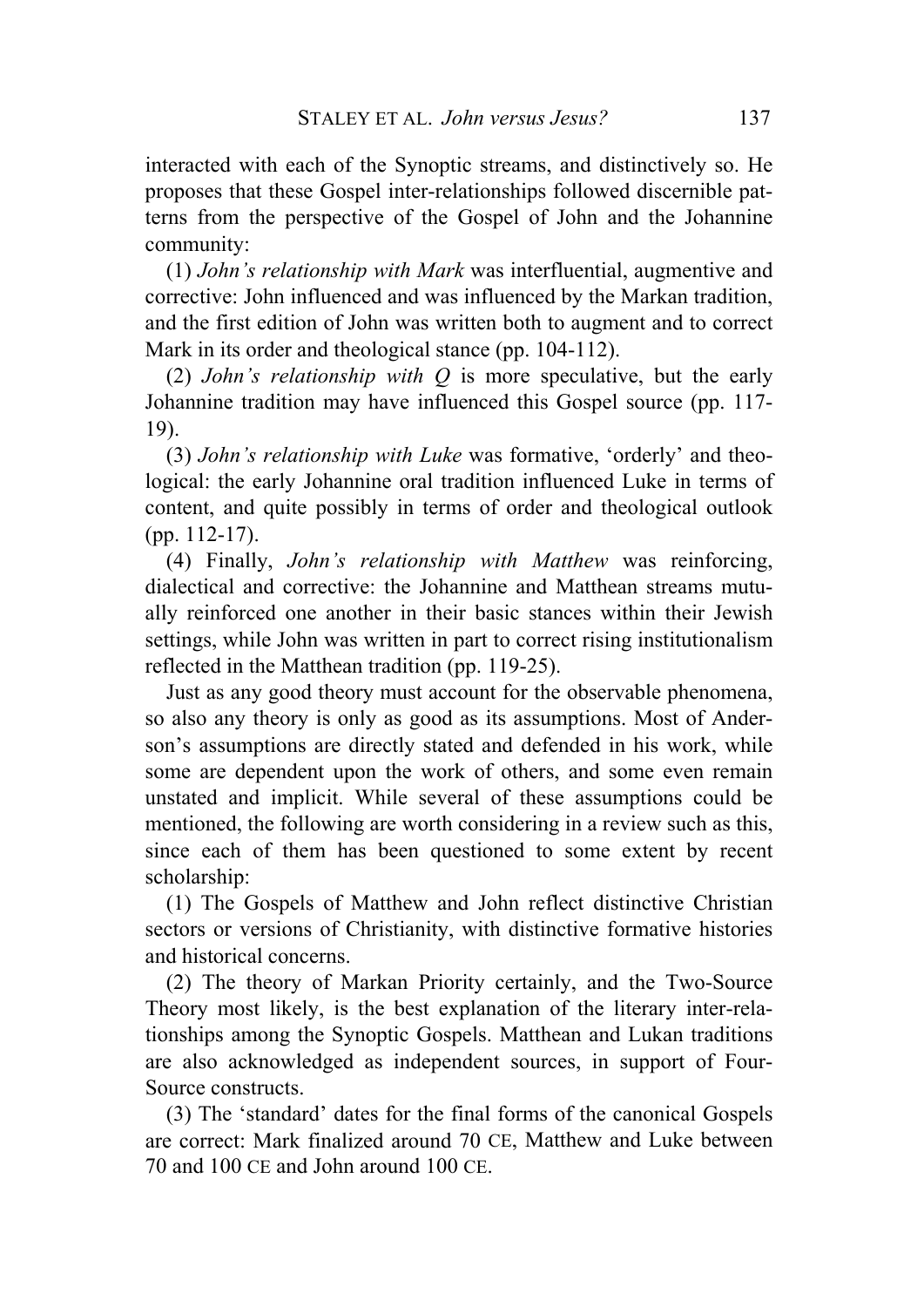interacted with each of the Synoptic streams, and distinctively so. He proposes that these Gospel inter-relationships followed discernible patterns from the perspective of the Gospel of John and the Johannine community:

(1) *John's relationship with Mark* was interfluential, augmentive and corrective: John influenced and was influenced by the Markan tradition, and the first edition of John was written both to augment and to correct Mark in its order and theological stance (pp. 104-112).

(2) *John's relationship with Q* is more speculative, but the early Johannine tradition may have influenced this Gospel source (pp. 117-19).

(3) *John's relationship with Luke* was formative, 'orderly' and theological: the early Johannine oral tradition influenced Luke in terms of content, and quite possibly in terms of order and theological outlook (pp. 112-17).

(4) Finally, *John's relationship with Matthew* was reinforcing, dialectical and corrective: the Johannine and Matthean streams mutually reinforced one another in their basic stances within their Jewish settings, while John was written in part to correct rising institutionalism reflected in the Matthean tradition (pp. 119-25).

Just as any good theory must account for the observable phenomena, so also any theory is only as good as its assumptions. Most of Anderson's assumptions are directly stated and defended in his work, while some are dependent upon the work of others, and some even remain unstated and implicit. While several of these assumptions could be mentioned, the following are worth considering in a review such as this, since each of them has been questioned to some extent by recent scholarship:

(1) The Gospels of Matthew and John reflect distinctive Christian sectors or versions of Christianity, with distinctive formative histories and historical concerns.

(2) The theory of Markan Priority certainly, and the Two-Source Theory most likely, is the best explanation of the literary inter-relationships among the Synoptic Gospels. Matthean and Lukan traditions are also acknowledged as independent sources, in support of Four-Source constructs.

(3) The 'standard' dates for the final forms of the canonical Gospels are correct: Mark finalized around 70 CE, Matthew and Luke between 70 and 100 CE and John around 100 CE.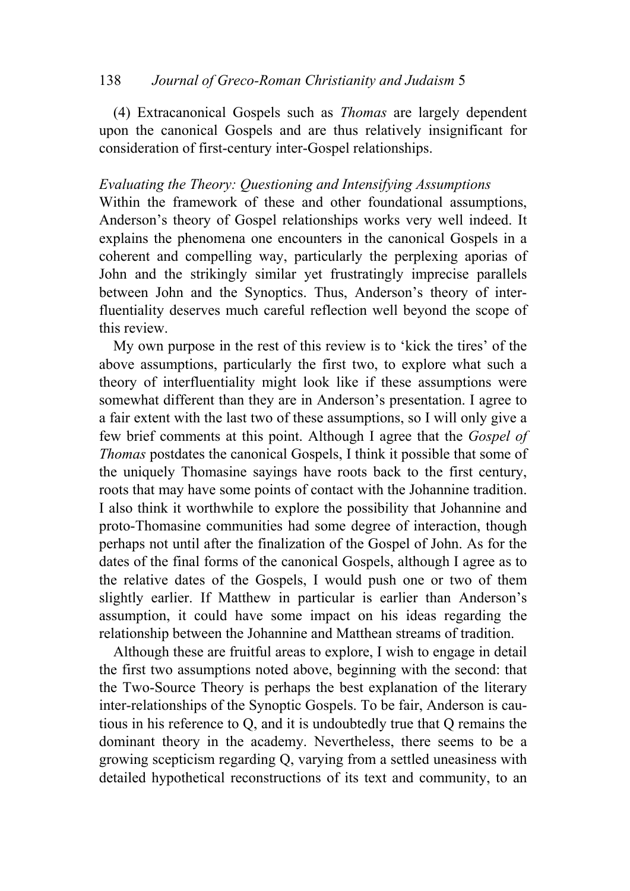(4) Extracanonical Gospels such as *Thomas* are largely dependent upon the canonical Gospels and are thus relatively insignificant for consideration of first-century inter-Gospel relationships.

*Evaluating the Theory: Questioning and Intensifying Assumptions*

Within the framework of these and other foundational assumptions, Anderson's theory of Gospel relationships works very well indeed. It explains the phenomena one encounters in the canonical Gospels in a coherent and compelling way, particularly the perplexing aporias of John and the strikingly similar yet frustratingly imprecise parallels between John and the Synoptics. Thus, Anderson's theory of inter-fluentiality deserves much careful reflection well beyond the scope of this review.

My own purpose in the rest of this review is to 'kick the tires' of the above assumptions, particularly the first two, to explore what such a theory of interfluentiality might look like if these assumptions were somewhat different than they are in Anderson's presentation. I agree to a fair extent with the last two of these assumptions, so I will only give a few brief comments at this point. Although I agree that the *Gospel of Thomas* postdates the canonical Gospels, I think it possible that some of the uniquely Thomasine sayings have roots back to the first century, roots that may have some points of contact with the Johannine tradition. I also think it worthwhile to explore the possibility that Johannine and proto-Thomasine communities had some degree of interaction, though perhaps not until after the finalization of the Gospel of John. As for the dates of the final forms of the canonical Gospels, although I agree as to the relative dates of the Gospels, I would push one or two of them slightly earlier. If Matthew in particular is earlier than Anderson's assumption, it could have some impact on his ideas regarding the relationship between the Johannine and Matthean streams of tradition.

Although these are fruitful areas to explore, I wish to engage in detail the first two assumptions noted above, beginning with the second: that the Two-Source Theory is perhaps the best explanation of the literary inter-relationships of the Synoptic Gospels. To be fair, Anderson is cautious in his reference to Q, and it is undoubtedly true that Q remains the dominant theory in the academy. Nevertheless, there seems to be a growing scepticism regarding Q, varying from a settled uneasiness with detailed hypothetical reconstructions of its text and community, to an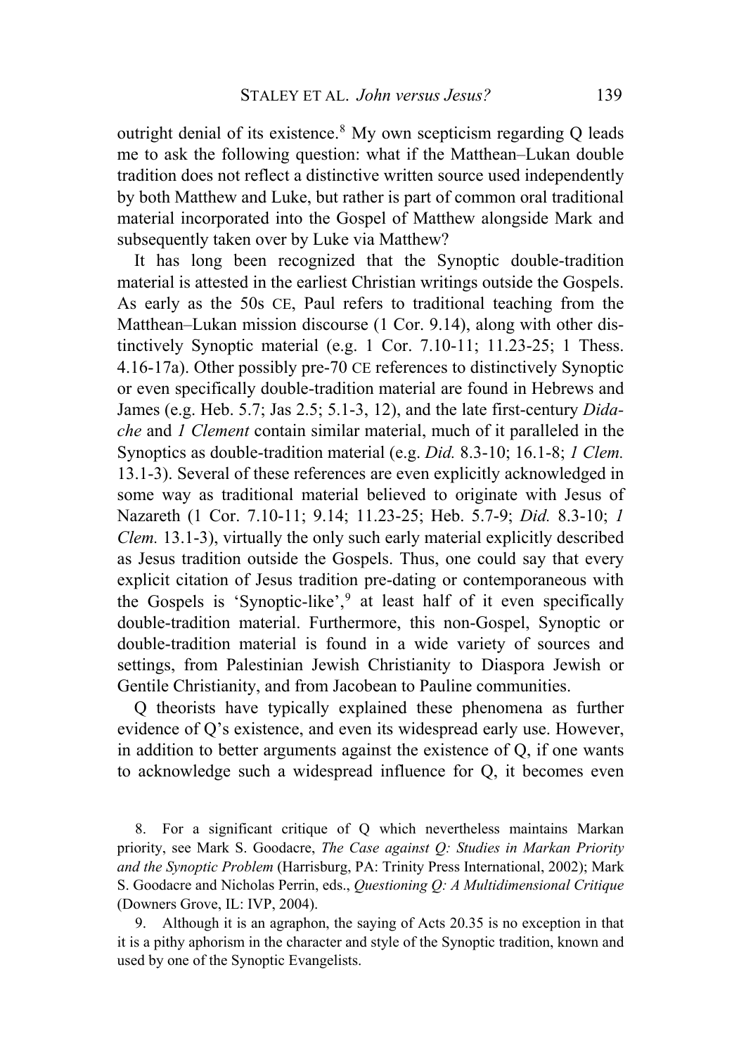outright denial of its existence.[8] My own scepticism regarding Q leads me to ask the following question: what if the Matthean–Lukan double tradition does not reflect a distinctive written source used independently by both Matthew and Luke, but rather is part of common oral traditional material incorporated into the Gospel of Matthew alongside Mark and subsequently taken over by Luke via Matthew?

It has long been recognized that the Synoptic double-tradition material is attested in the earliest Christian writings outside the Gospels. As early as the 50s CE, Paul refers to traditional teaching from the Matthean–Lukan mission discourse (1 Cor. 9.14), along with other distinctively Synoptic material (e.g. 1 Cor. 7.10-11; 11.23-25; 1 Thess. 4.16-17a). Other possibly pre-70 CE references to distinctively Synoptic or even specifically double-tradition material are found in Hebrews and James (e.g. Heb. 5.7; Jas 2.5; 5.1-3, 12), and the late first-century *Didache* and *1 Clement* contain similar material, much of it paralleled in the Synoptics as double-tradition material (e.g. *Did.* 8.3-10; 16.1-8; *1 Clem.* 13.1-3). Several of these references are even explicitly acknowledged in some way as traditional material believed to originate with Jesus of Nazareth (1 Cor. 7.10-11; 9.14; 11.23-25; Heb. 5.7-9; *Did.* 8.3-10; *1 Clem.* 13.1-3), virtually the only such early material explicitly described as Jesus tradition outside the Gospels. Thus, one could say that every explicit citation of Jesus tradition pre-dating or contemporaneous with the Gospels is 'Synoptic-like',[9] at least half of it even specifically double-tradition material. Furthermore, this non-Gospel, Synoptic or double-tradition material is found in a wide variety of sources and settings, from Palestinian Jewish Christianity to Diaspora Jewish or Gentile Christianity, and from Jacobean to Pauline communities.

Q theorists have typically explained these phenomena as further evidence of Q's existence, and even its widespread early use. However, in addition to better arguments against the existence of Q, if one wants to acknowledge such a widespread influence for Q, it becomes even

---

8. For a significant critique of Q which nevertheless maintains Markan priority, see Mark S. Goodacre, *The Case against Q: Studies in Markan Priority and the Synoptic Problem* (Harrisburg, PA: Trinity Press International, 2002); Mark S. Goodacre and Nicholas Perrin, eds., *Questioning Q: A Multidimensional Critique* (Downers Grove, IL: IVP, 2004).

9. Although it is an agraphon, the saying of Acts 20.35 is no exception in that it is a pithy aphorism in the character and style of the Synoptic tradition, known and used by one of the Synoptic Evangelists.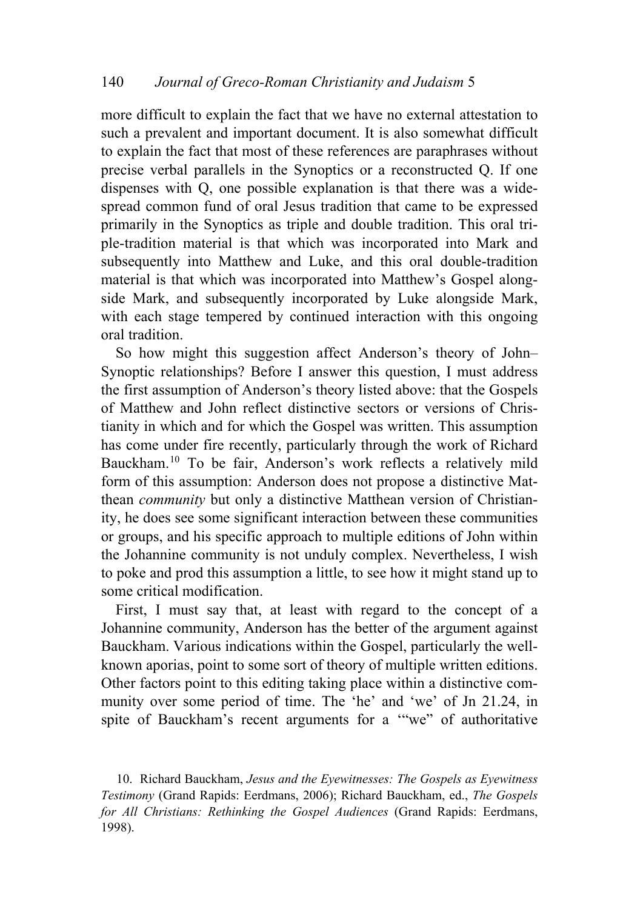more difficult to explain the fact that we have no external attestation to such a prevalent and important document. It is also somewhat difficult to explain the fact that most of these references are paraphrases without precise verbal parallels in the Synoptics or a reconstructed Q. If one dispenses with Q, one possible explanation is that there was a widespread common fund of oral Jesus tradition that came to be expressed primarily in the Synoptics as triple and double tradition. This oral triple-tradition material is that which was incorporated into Mark and subsequently into Matthew and Luke, and this oral double-tradition material is that which was incorporated into Matthew's Gospel alongside Mark, and subsequently incorporated by Luke alongside Mark, with each stage tempered by continued interaction with this ongoing oral tradition.

So how might this suggestion affect Anderson's theory of John–Synoptic relationships? Before I answer this question, I must address the first assumption of Anderson's theory listed above: that the Gospels of Matthew and John reflect distinctive sectors or versions of Christianity in which and for which the Gospel was written. This assumption has come under fire recently, particularly through the work of Richard Bauckham.[10] To be fair, Anderson's work reflects a relatively mild form of this assumption: Anderson does not propose a distinctive Matthean *community* but only a distinctive Matthean version of Christianity, he does see some significant interaction between these communities or groups, and his specific approach to multiple editions of John within the Johannine community is not unduly complex. Nevertheless, I wish to poke and prod this assumption a little, to see how it might stand up to some critical modification.

First, I must say that, at least with regard to the concept of a Johannine community, Anderson has the better of the argument against Bauckham. Various indications within the Gospel, particularly the well-known aporias, point to some sort of theory of multiple written editions. Other factors point to this editing taking place within a distinctive community over some period of time. The 'he' and 'we' of Jn 21.24, in spite of Bauckham's recent arguments for a '"we" of authoritative

10. Richard Bauckham, *Jesus and the Eyewitnesses: The Gospels as Eyewitness Testimony* (Grand Rapids: Eerdmans, 2006); Richard Bauckham, ed., *The Gospels for All Christians: Rethinking the Gospel Audiences* (Grand Rapids: Eerdmans, 1998).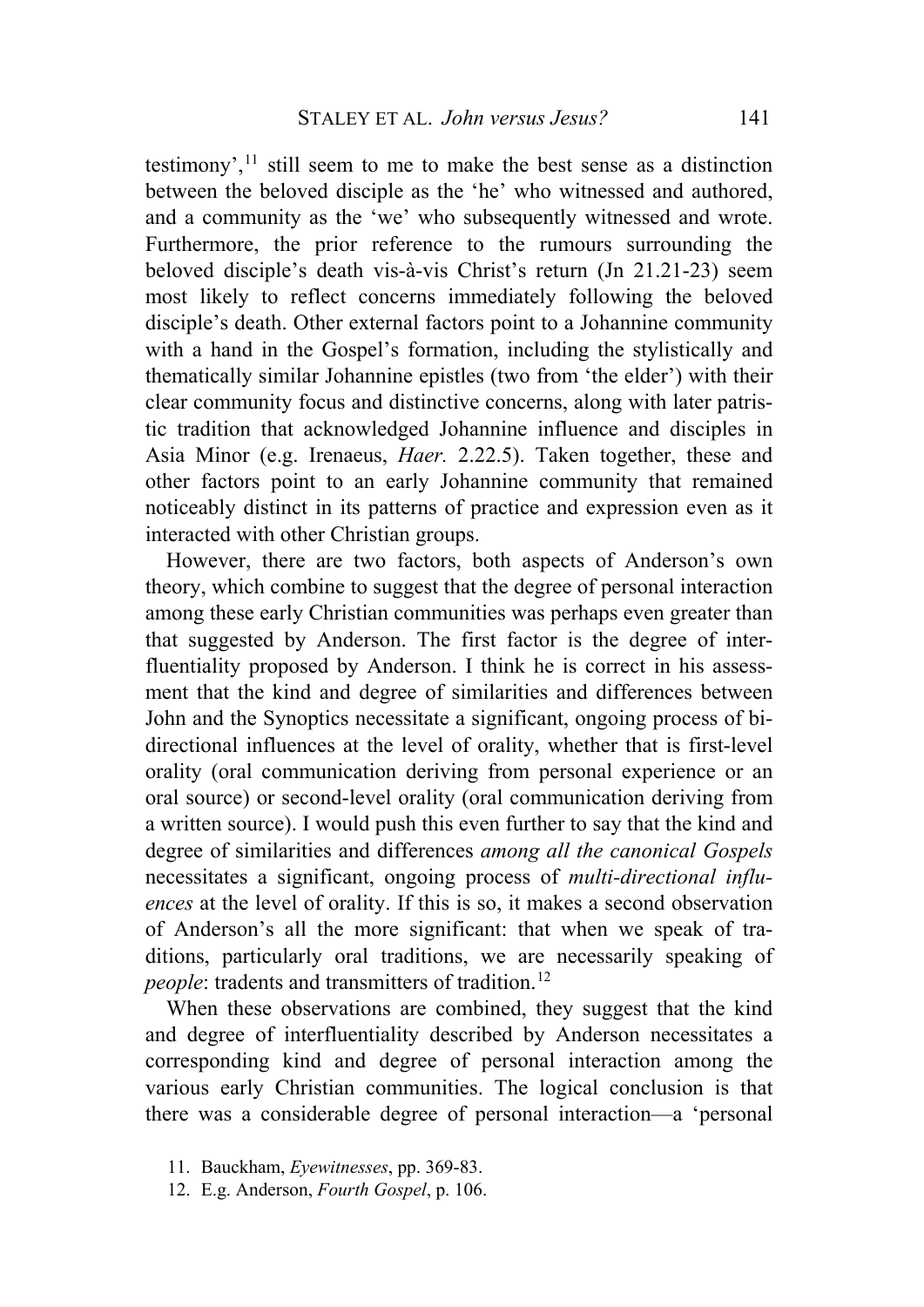testimony',[11] still seem to me to make the best sense as a distinction between the beloved disciple as the 'he' who witnessed and authored, and a community as the 'we' who subsequently witnessed and wrote. Furthermore, the prior reference to the rumours surrounding the beloved disciple's death vis-à-vis Christ's return (Jn 21.21-23) seem most likely to reflect concerns immediately following the beloved disciple's death. Other external factors point to a Johannine community with a hand in the Gospel's formation, including the stylistically and thematically similar Johannine epistles (two from 'the elder') with their clear community focus and distinctive concerns, along with later patristic tradition that acknowledged Johannine influence and disciples in Asia Minor (e.g. Irenaeus, *Haer.* 2.22.5). Taken together, these and other factors point to an early Johannine community that remained noticeably distinct in its patterns of practice and expression even as it interacted with other Christian groups.

However, there are two factors, both aspects of Anderson's own theory, which combine to suggest that the degree of personal interaction among these early Christian communities was perhaps even greater than that suggested by Anderson. The first factor is the degree of interfluentiality proposed by Anderson. I think he is correct in his assessment that the kind and degree of similarities and differences between John and the Synoptics necessitate a significant, ongoing process of bi-directional influences at the level of orality, whether that is first-level orality (oral communication deriving from personal experience or an oral source) or second-level orality (oral communication deriving from a written source). I would push this even further to say that the kind and degree of similarities and differences *among all the canonical Gospels* necessitates a significant, ongoing process of *multi-directional influences* at the level of orality. If this is so, it makes a second observation of Anderson's all the more significant: that when we speak of traditions, particularly oral traditions, we are necessarily speaking of *people*: tradents and transmitters of tradition.[12]

When these observations are combined, they suggest that the kind and degree of interfluentiality described by Anderson necessitates a corresponding kind and degree of personal interaction among the various early Christian communities. The logical conclusion is that there was a considerable degree of personal interaction—a 'personal

11. Bauckham, *Eyewitnesses*, pp. 369-83.
12. E.g. Anderson, *Fourth Gospel*, p. 106.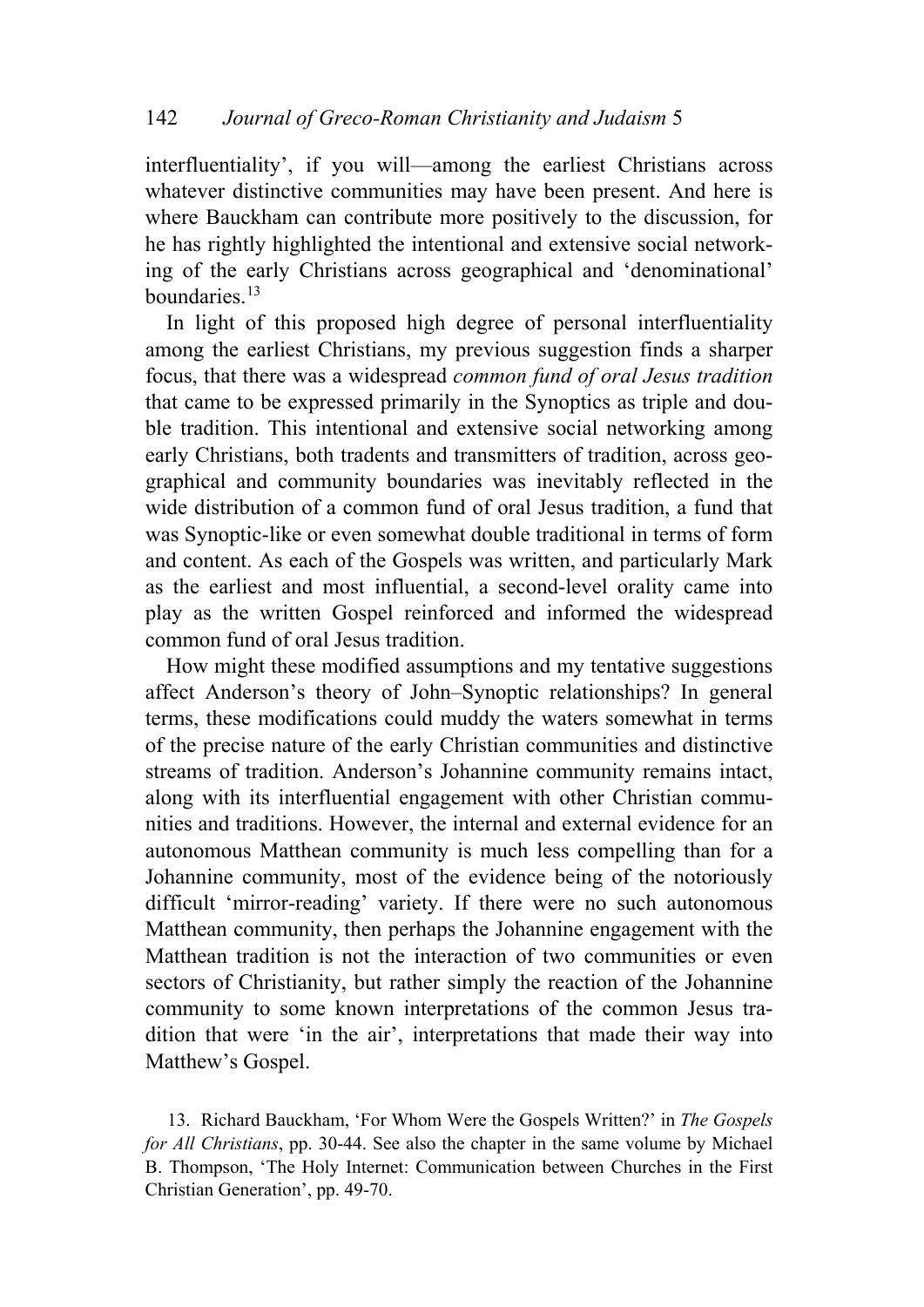interfluentiality', if you will—among the earliest Christians across whatever distinctive communities may have been present. And here is where Bauckham can contribute more positively to the discussion, for he has rightly highlighted the intentional and extensive social networking of the early Christians across geographical and 'denominational' boundaries.[13]

In light of this proposed high degree of personal interfluentiality among the earliest Christians, my previous suggestion finds a sharper focus, that there was a widespread *common fund of oral Jesus tradition* that came to be expressed primarily in the Synoptics as triple and double tradition. This intentional and extensive social networking among early Christians, both tradents and transmitters of tradition, across geographical and community boundaries was inevitably reflected in the wide distribution of a common fund of oral Jesus tradition, a fund that was Synoptic-like or even somewhat double traditional in terms of form and content. As each of the Gospels was written, and particularly Mark as the earliest and most influential, a second-level orality came into play as the written Gospel reinforced and informed the widespread common fund of oral Jesus tradition.

How might these modified assumptions and my tentative suggestions affect Anderson's theory of John–Synoptic relationships? In general terms, these modifications could muddy the waters somewhat in terms of the precise nature of the early Christian communities and distinctive streams of tradition. Anderson's Johannine community remains intact, along with its interfluential engagement with other Christian communities and traditions. However, the internal and external evidence for an autonomous Matthean community is much less compelling than for a Johannine community, most of the evidence being of the notoriously difficult 'mirror-reading' variety. If there were no such autonomous Matthean community, then perhaps the Johannine engagement with the Matthean tradition is not the interaction of two communities or even sectors of Christianity, but rather simply the reaction of the Johannine community to some known interpretations of the common Jesus tradition that were 'in the air', interpretations that made their way into Matthew's Gospel.

13. Richard Bauckham, 'For Whom Were the Gospels Written?' in *The Gospels for All Christians*, pp. 30-44. See also the chapter in the same volume by Michael B. Thompson, 'The Holy Internet: Communication between Churches in the First Christian Generation', pp. 49-70.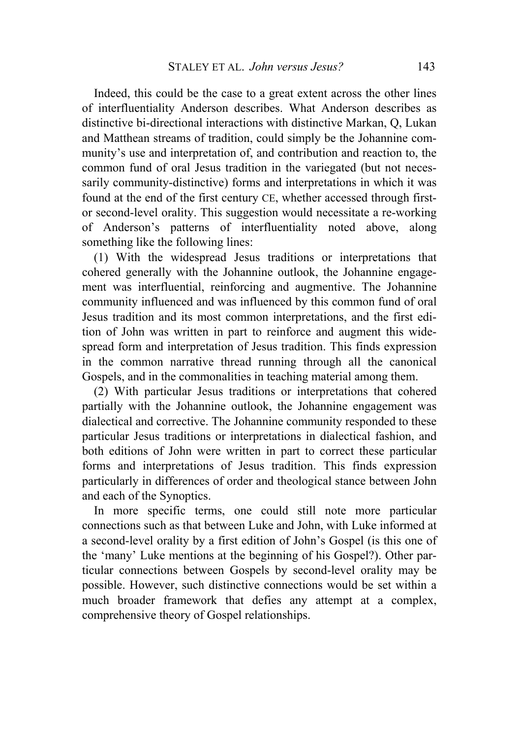Indeed, this could be the case to a great extent across the other lines of interfluentiality Anderson describes. What Anderson describes as distinctive bi-directional interactions with distinctive Markan, Q, Lukan and Matthean streams of tradition, could simply be the Johannine community's use and interpretation of, and contribution and reaction to, the common fund of oral Jesus tradition in the variegated (but not necessarily community-distinctive) forms and interpretations in which it was found at the end of the first century CE, whether accessed through first- or second-level orality. This suggestion would necessitate a re-working of Anderson's patterns of interfluentiality noted above, along something like the following lines:

(1) With the widespread Jesus traditions or interpretations that cohered generally with the Johannine outlook, the Johannine engagement was interfluential, reinforcing and augmentive. The Johannine community influenced and was influenced by this common fund of oral Jesus tradition and its most common interpretations, and the first edition of John was written in part to reinforce and augment this widespread form and interpretation of Jesus tradition. This finds expression in the common narrative thread running through all the canonical Gospels, and in the commonalities in teaching material among them.

(2) With particular Jesus traditions or interpretations that cohered partially with the Johannine outlook, the Johannine engagement was dialectical and corrective. The Johannine community responded to these particular Jesus traditions or interpretations in dialectical fashion, and both editions of John were written in part to correct these particular forms and interpretations of Jesus tradition. This finds expression particularly in differences of order and theological stance between John and each of the Synoptics.

In more specific terms, one could still note more particular connections such as that between Luke and John, with Luke informed at a second-level orality by a first edition of John's Gospel (is this one of the 'many' Luke mentions at the beginning of his Gospel?). Other particular connections between Gospels by second-level orality may be possible. However, such distinctive connections would be set within a much broader framework that defies any attempt at a complex, comprehensive theory of Gospel relationships.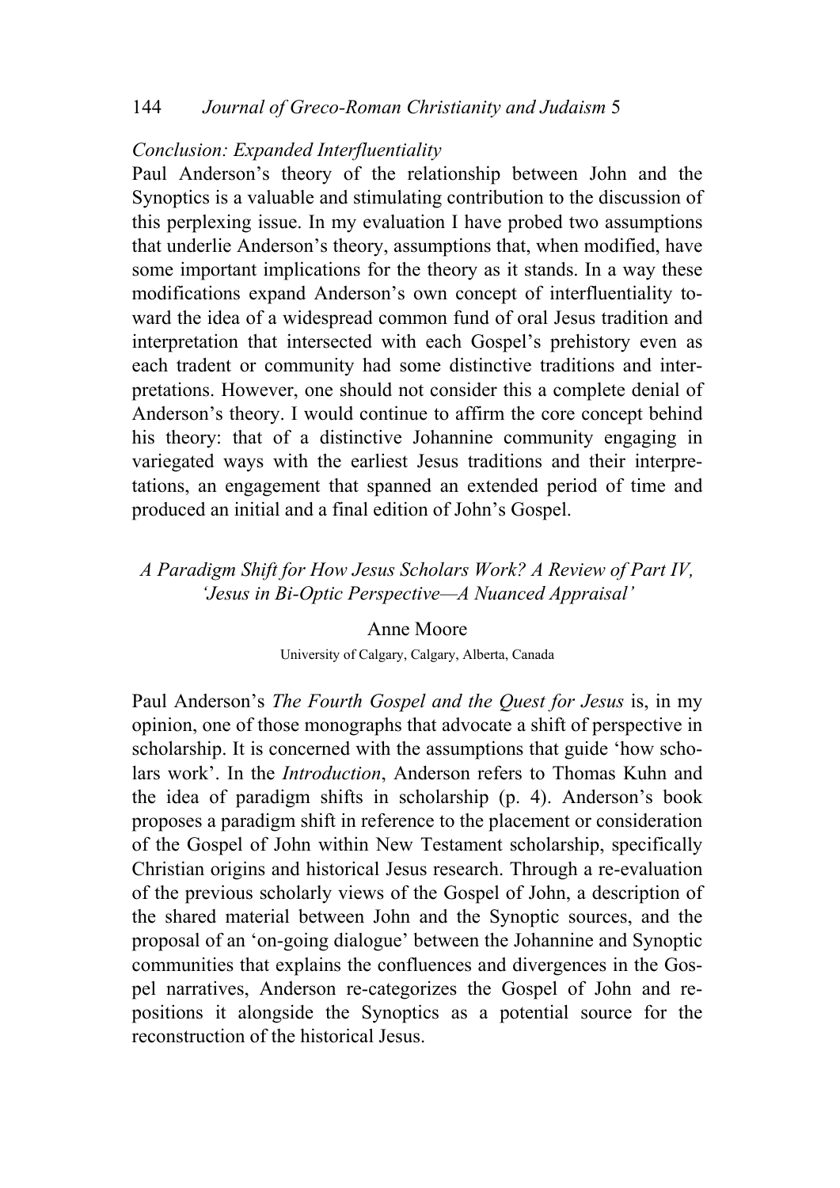### *Conclusion: Expanded Interfluentiality*

Paul Anderson's theory of the relationship between John and the Synoptics is a valuable and stimulating contribution to the discussion of this perplexing issue. In my evaluation I have probed two assumptions that underlie Anderson's theory, assumptions that, when modified, have some important implications for the theory as it stands. In a way these modifications expand Anderson's own concept of interfluentiality toward the idea of a widespread common fund of oral Jesus tradition and interpretation that intersected with each Gospel's prehistory even as each tradent or community had some distinctive traditions and interpretations. However, one should not consider this a complete denial of Anderson's theory. I would continue to affirm the core concept behind his theory: that of a distinctive Johannine community engaging in variegated ways with the earliest Jesus traditions and their interpretations, an engagement that spanned an extended period of time and produced an initial and a final edition of John's Gospel.

## *A Paradigm Shift for How Jesus Scholars Work? A Review of Part IV, 'Jesus in Bi-Optic Perspective—A Nuanced Appraisal'*

Anne Moore

University of Calgary, Calgary, Alberta, Canada

Paul Anderson's *The Fourth Gospel and the Quest for Jesus* is, in my opinion, one of those monographs that advocate a shift of perspective in scholarship. It is concerned with the assumptions that guide 'how scholars work'. In the *Introduction*, Anderson refers to Thomas Kuhn and the idea of paradigm shifts in scholarship (p. 4). Anderson's book proposes a paradigm shift in reference to the placement or consideration of the Gospel of John within New Testament scholarship, specifically Christian origins and historical Jesus research. Through a re-evaluation of the previous scholarly views of the Gospel of John, a description of the shared material between John and the Synoptic sources, and the proposal of an 'on-going dialogue' between the Johannine and Synoptic communities that explains the confluences and divergences in the Gospel narratives, Anderson re-categorizes the Gospel of John and re-positions it alongside the Synoptics as a potential source for the reconstruction of the historical Jesus.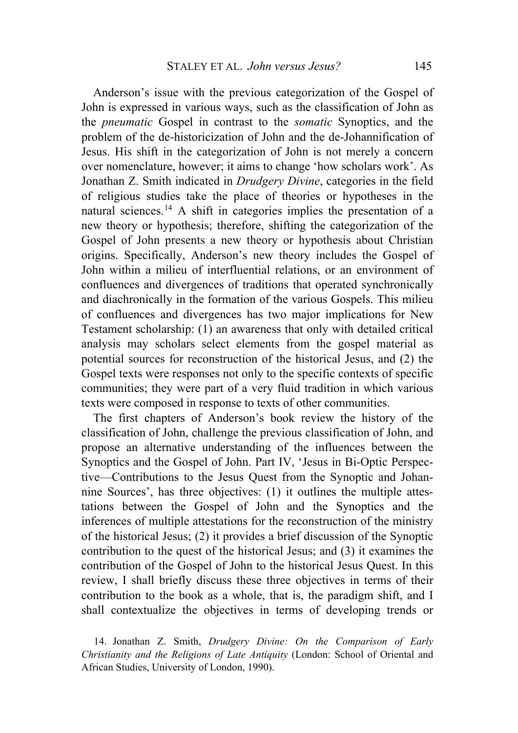Anderson's issue with the previous categorization of the Gospel of John is expressed in various ways, such as the classification of John as the *pneumatic* Gospel in contrast to the *somatic* Synoptics, and the problem of the de-historicization of John and the de-Johannification of Jesus. His shift in the categorization of John is not merely a concern over nomenclature, however; it aims to change 'how scholars work'. As Jonathan Z. Smith indicated in *Drudgery Divine*, categories in the field of religious studies take the place of theories or hypotheses in the natural sciences.[14] A shift in categories implies the presentation of a new theory or hypothesis; therefore, shifting the categorization of the Gospel of John presents a new theory or hypothesis about Christian origins. Specifically, Anderson's new theory includes the Gospel of John within a milieu of interfluential relations, or an environment of confluences and divergences of traditions that operated synchronically and diachronically in the formation of the various Gospels. This milieu of confluences and divergences has two major implications for New Testament scholarship: (1) an awareness that only with detailed critical analysis may scholars select elements from the gospel material as potential sources for reconstruction of the historical Jesus, and (2) the Gospel texts were responses not only to the specific contexts of specific communities; they were part of a very fluid tradition in which various texts were composed in response to texts of other communities.

The first chapters of Anderson's book review the history of the classification of John, challenge the previous classification of John, and propose an alternative understanding of the influences between the Synoptics and the Gospel of John. Part IV, 'Jesus in Bi-Optic Perspective—Contributions to the Jesus Quest from the Synoptic and Johannine Sources', has three objectives: (1) it outlines the multiple attestations between the Gospel of John and the Synoptics and the inferences of multiple attestations for the reconstruction of the ministry of the historical Jesus; (2) it provides a brief discussion of the Synoptic contribution to the quest of the historical Jesus; and (3) it examines the contribution of the Gospel of John to the historical Jesus Quest. In this review, I shall briefly discuss these three objectives in terms of their contribution to the book as a whole, that is, the paradigm shift, and I shall contextualize the objectives in terms of developing trends or

14. Jonathan Z. Smith, *Drudgery Divine: On the Comparison of Early Christianity and the Religions of Late Antiquity* (London: School of Oriental and African Studies, University of London, 1990).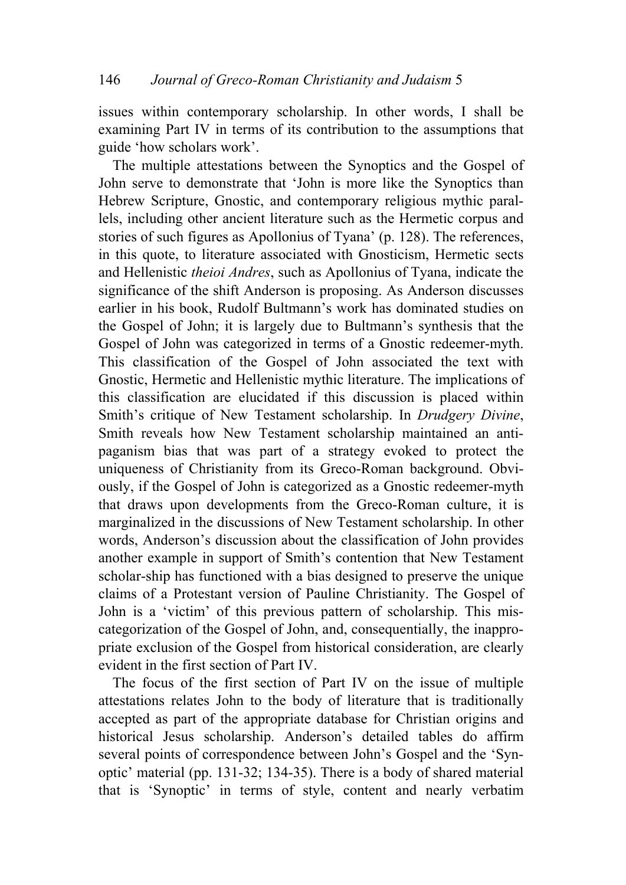issues within contemporary scholarship. In other words, I shall be examining Part IV in terms of its contribution to the assumptions that guide 'how scholars work'.

The multiple attestations between the Synoptics and the Gospel of John serve to demonstrate that 'John is more like the Synoptics than Hebrew Scripture, Gnostic, and contemporary religious mythic parallels, including other ancient literature such as the Hermetic corpus and stories of such figures as Apollonius of Tyana' (p. 128). The references, in this quote, to literature associated with Gnosticism, Hermetic sects and Hellenistic *theioi Andres*, such as Apollonius of Tyana, indicate the significance of the shift Anderson is proposing. As Anderson discusses earlier in his book, Rudolf Bultmann's work has dominated studies on the Gospel of John; it is largely due to Bultmann's synthesis that the Gospel of John was categorized in terms of a Gnostic redeemer-myth. This classification of the Gospel of John associated the text with Gnostic, Hermetic and Hellenistic mythic literature. The implications of this classification are elucidated if this discussion is placed within Smith's critique of New Testament scholarship. In *Drudgery Divine*, Smith reveals how New Testament scholarship maintained an anti-paganism bias that was part of a strategy evoked to protect the uniqueness of Christianity from its Greco-Roman background. Obviously, if the Gospel of John is categorized as a Gnostic redeemer-myth that draws upon developments from the Greco-Roman culture, it is marginalized in the discussions of New Testament scholarship. In other words, Anderson's discussion about the classification of John provides another example in support of Smith's contention that New Testament scholar-ship has functioned with a bias designed to preserve the unique claims of a Protestant version of Pauline Christianity. The Gospel of John is a 'victim' of this previous pattern of scholarship. This mis-categorization of the Gospel of John, and, consequentially, the inappropriate exclusion of the Gospel from historical consideration, are clearly evident in the first section of Part IV.

The focus of the first section of Part IV on the issue of multiple attestations relates John to the body of literature that is traditionally accepted as part of the appropriate database for Christian origins and historical Jesus scholarship. Anderson's detailed tables do affirm several points of correspondence between John's Gospel and the 'Synoptic' material (pp. 131-32; 134-35). There is a body of shared material that is 'Synoptic' in terms of style, content and nearly verbatim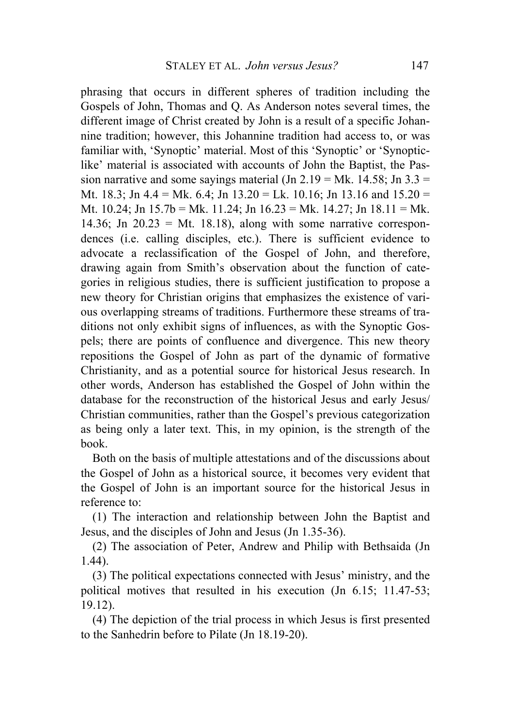phrasing that occurs in different spheres of tradition including the Gospels of John, Thomas and Q. As Anderson notes several times, the different image of Christ created by John is a result of a specific Johannine tradition; however, this Johannine tradition had access to, or was familiar with, 'Synoptic' material. Most of this 'Synoptic' or 'Synoptic-like' material is associated with accounts of John the Baptist, the Passion narrative and some sayings material (Jn 2.19 = Mk. 14.58; Jn 3.3 = Mt. 18.3; Jn 4.4 = Mk. 6.4; Jn 13.20 = Lk. 10.16; Jn 13.16 and 15.20 = Mt. 10.24; Jn 15.7b = Mk. 11.24; Jn 16.23 = Mk. 14.27; Jn 18.11 = Mk. 14.36; Jn 20.23 = Mt. 18.18), along with some narrative correspondences (i.e. calling disciples, etc.). There is sufficient evidence to advocate a reclassification of the Gospel of John, and therefore, drawing again from Smith's observation about the function of categories in religious studies, there is sufficient justification to propose a new theory for Christian origins that emphasizes the existence of various overlapping streams of traditions. Furthermore these streams of traditions not only exhibit signs of influences, as with the Synoptic Gospels; there are points of confluence and divergence. This new theory repositions the Gospel of John as part of the dynamic of formative Christianity, and as a potential source for historical Jesus research. In other words, Anderson has established the Gospel of John within the database for the reconstruction of the historical Jesus and early Jesus/ Christian communities, rather than the Gospel's previous categorization as being only a later text. This, in my opinion, is the strength of the book.

Both on the basis of multiple attestations and of the discussions about the Gospel of John as a historical source, it becomes very evident that the Gospel of John is an important source for the historical Jesus in reference to:

(1) The interaction and relationship between John the Baptist and Jesus, and the disciples of John and Jesus (Jn 1.35-36).

(2) The association of Peter, Andrew and Philip with Bethsaida (Jn 1.44).

(3) The political expectations connected with Jesus' ministry, and the political motives that resulted in his execution (Jn 6.15; 11.47-53; 19.12).

(4) The depiction of the trial process in which Jesus is first presented to the Sanhedrin before to Pilate (Jn 18.19-20).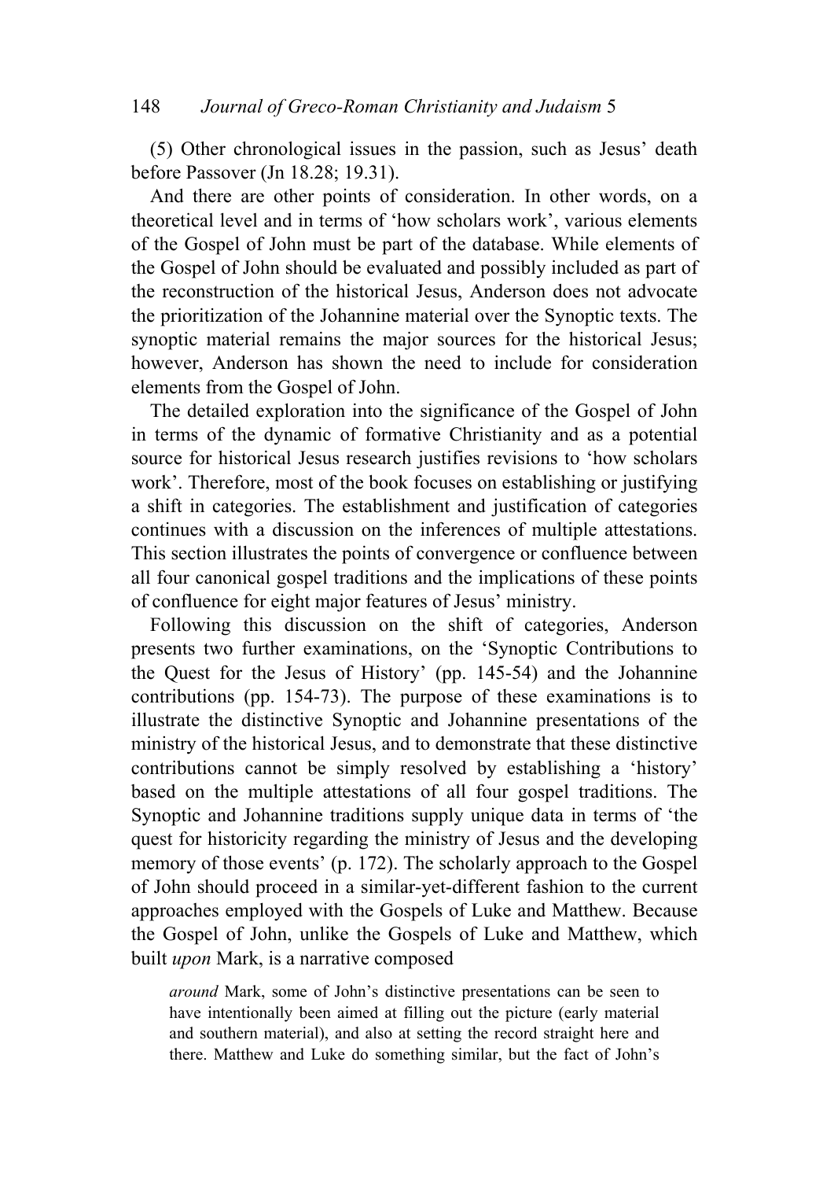(5) Other chronological issues in the passion, such as Jesus' death before Passover (Jn 18.28; 19.31).

And there are other points of consideration. In other words, on a theoretical level and in terms of 'how scholars work', various elements of the Gospel of John must be part of the database. While elements of the Gospel of John should be evaluated and possibly included as part of the reconstruction of the historical Jesus, Anderson does not advocate the prioritization of the Johannine material over the Synoptic texts. The synoptic material remains the major sources for the historical Jesus; however, Anderson has shown the need to include for consideration elements from the Gospel of John.

The detailed exploration into the significance of the Gospel of John in terms of the dynamic of formative Christianity and as a potential source for historical Jesus research justifies revisions to 'how scholars work'. Therefore, most of the book focuses on establishing or justifying a shift in categories. The establishment and justification of categories continues with a discussion on the inferences of multiple attestations. This section illustrates the points of convergence or confluence between all four canonical gospel traditions and the implications of these points of confluence for eight major features of Jesus' ministry.

Following this discussion on the shift of categories, Anderson presents two further examinations, on the 'Synoptic Contributions to the Quest for the Jesus of History' (pp. 145-54) and the Johannine contributions (pp. 154-73). The purpose of these examinations is to illustrate the distinctive Synoptic and Johannine presentations of the ministry of the historical Jesus, and to demonstrate that these distinctive contributions cannot be simply resolved by establishing a 'history' based on the multiple attestations of all four gospel traditions. The Synoptic and Johannine traditions supply unique data in terms of 'the quest for historicity regarding the ministry of Jesus and the developing memory of those events' (p. 172). The scholarly approach to the Gospel of John should proceed in a similar-yet-different fashion to the current approaches employed with the Gospels of Luke and Matthew. Because the Gospel of John, unlike the Gospels of Luke and Matthew, which built *upon* Mark, is a narrative composed

> *around* Mark, some of John's distinctive presentations can be seen to have intentionally been aimed at filling out the picture (early material and southern material), and also at setting the record straight here and there. Matthew and Luke do something similar, but the fact of John's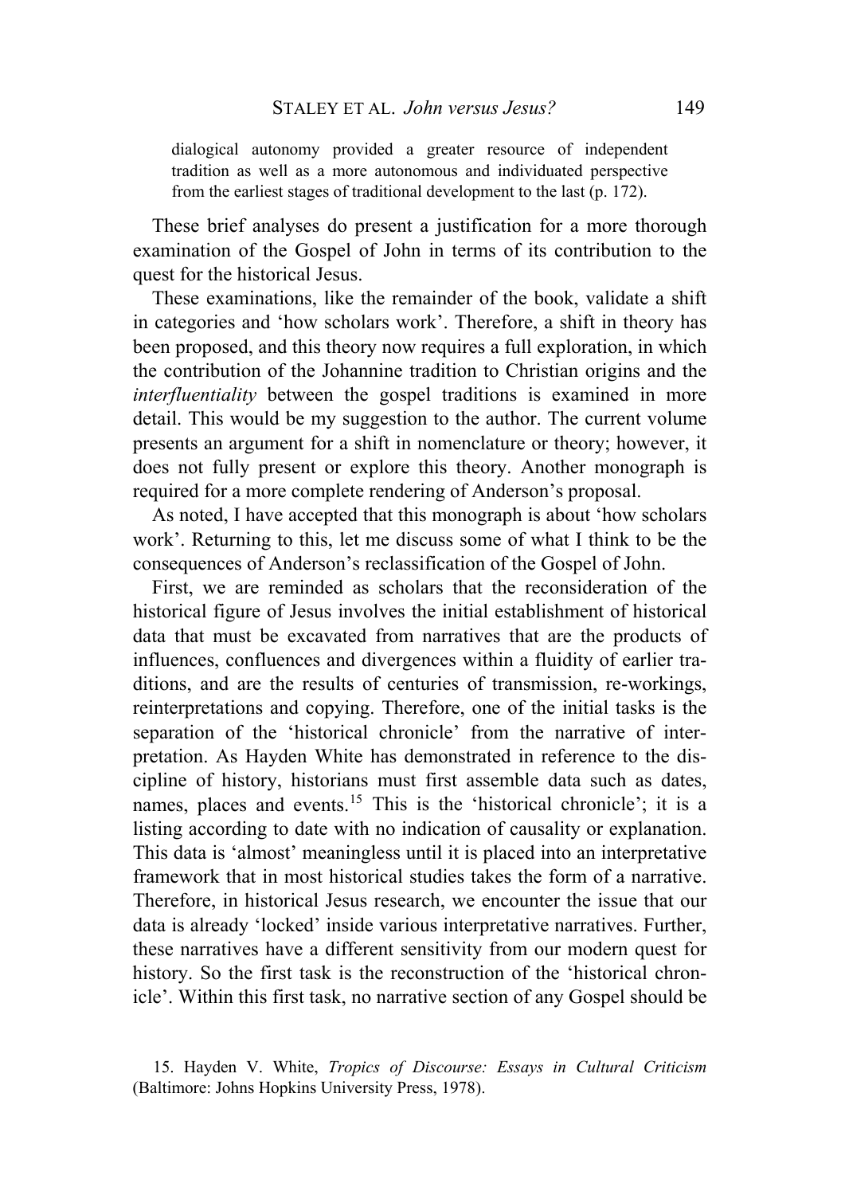> dialogical autonomy provided a greater resource of independent tradition as well as a more autonomous and individuated perspective from the earliest stages of traditional development to the last (p. 172).

These brief analyses do present a justification for a more thorough examination of the Gospel of John in terms of its contribution to the quest for the historical Jesus.

These examinations, like the remainder of the book, validate a shift in categories and 'how scholars work'. Therefore, a shift in theory has been proposed, and this theory now requires a full exploration, in which the contribution of the Johannine tradition to Christian origins and the *interfluentiality* between the gospel traditions is examined in more detail. This would be my suggestion to the author. The current volume presents an argument for a shift in nomenclature or theory; however, it does not fully present or explore this theory. Another monograph is required for a more complete rendering of Anderson's proposal.

As noted, I have accepted that this monograph is about 'how scholars work'. Returning to this, let me discuss some of what I think to be the consequences of Anderson's reclassification of the Gospel of John.

First, we are reminded as scholars that the reconsideration of the historical figure of Jesus involves the initial establishment of historical data that must be excavated from narratives that are the products of influences, confluences and divergences within a fluidity of earlier traditions, and are the results of centuries of transmission, re-workings, reinterpretations and copying. Therefore, one of the initial tasks is the separation of the 'historical chronicle' from the narrative of interpretation. As Hayden White has demonstrated in reference to the discipline of history, historians must first assemble data such as dates, names, places and events.[15] This is the 'historical chronicle'; it is a listing according to date with no indication of causality or explanation. This data is 'almost' meaningless until it is placed into an interpretative framework that in most historical studies takes the form of a narrative. Therefore, in historical Jesus research, we encounter the issue that our data is already 'locked' inside various interpretative narratives. Further, these narratives have a different sensitivity from our modern quest for history. So the first task is the reconstruction of the 'historical chronicle'. Within this first task, no narrative section of any Gospel should be

15. Hayden V. White, *Tropics of Discourse: Essays in Cultural Criticism* (Baltimore: Johns Hopkins University Press, 1978).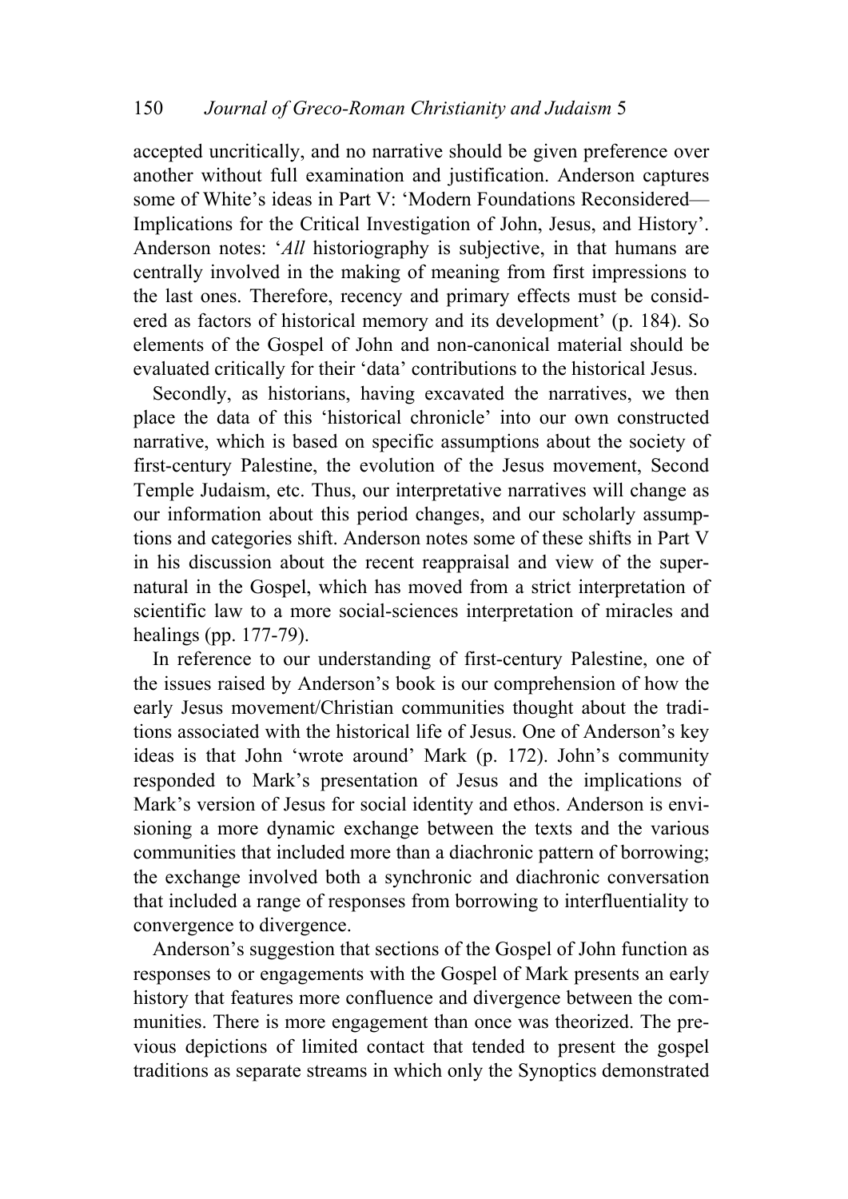accepted uncritically, and no narrative should be given preference over another without full examination and justification. Anderson captures some of White's ideas in Part V: 'Modern Foundations Reconsidered—Implications for the Critical Investigation of John, Jesus, and History'. Anderson notes: '*All* historiography is subjective, in that humans are centrally involved in the making of meaning from first impressions to the last ones. Therefore, recency and primary effects must be considered as factors of historical memory and its development' (p. 184). So elements of the Gospel of John and non-canonical material should be evaluated critically for their 'data' contributions to the historical Jesus.

Secondly, as historians, having excavated the narratives, we then place the data of this 'historical chronicle' into our own constructed narrative, which is based on specific assumptions about the society of first-century Palestine, the evolution of the Jesus movement, Second Temple Judaism, etc. Thus, our interpretative narratives will change as our information about this period changes, and our scholarly assumptions and categories shift. Anderson notes some of these shifts in Part V in his discussion about the recent reappraisal and view of the supernatural in the Gospel, which has moved from a strict interpretation of scientific law to a more social-sciences interpretation of miracles and healings (pp. 177-79).

In reference to our understanding of first-century Palestine, one of the issues raised by Anderson's book is our comprehension of how the early Jesus movement/Christian communities thought about the traditions associated with the historical life of Jesus. One of Anderson's key ideas is that John 'wrote around' Mark (p. 172). John's community responded to Mark's presentation of Jesus and the implications of Mark's version of Jesus for social identity and ethos. Anderson is envisioning a more dynamic exchange between the texts and the various communities that included more than a diachronic pattern of borrowing; the exchange involved both a synchronic and diachronic conversation that included a range of responses from borrowing to interfluentiality to convergence to divergence.

Anderson's suggestion that sections of the Gospel of John function as responses to or engagements with the Gospel of Mark presents an early history that features more confluence and divergence between the communities. There is more engagement than once was theorized. The previous depictions of limited contact that tended to present the gospel traditions as separate streams in which only the Synoptics demonstrated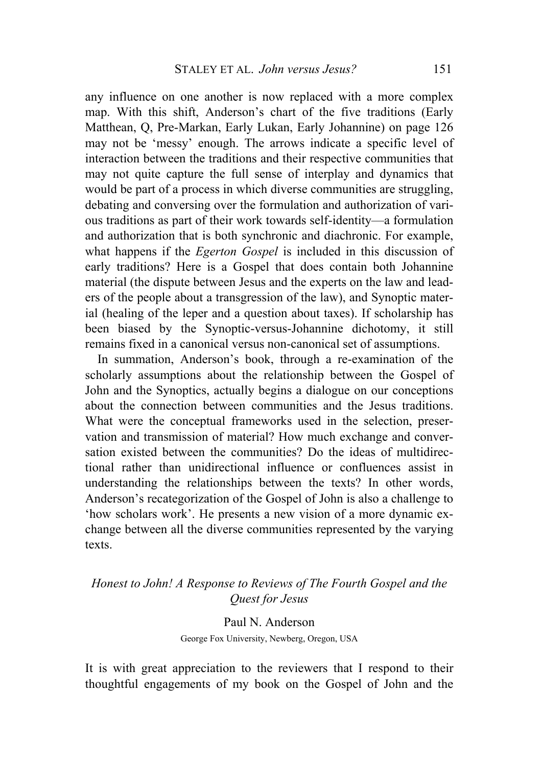any influence on one another is now replaced with a more complex map. With this shift, Anderson's chart of the five traditions (Early Matthean, Q, Pre-Markan, Early Lukan, Early Johannine) on page 126 may not be 'messy' enough. The arrows indicate a specific level of interaction between the traditions and their respective communities that may not quite capture the full sense of interplay and dynamics that would be part of a process in which diverse communities are struggling, debating and conversing over the formulation and authorization of various traditions as part of their work towards self-identity—a formulation and authorization that is both synchronic and diachronic. For example, what happens if the *Egerton Gospel* is included in this discussion of early traditions? Here is a Gospel that does contain both Johannine material (the dispute between Jesus and the experts on the law and leaders of the people about a transgression of the law), and Synoptic material (healing of the leper and a question about taxes). If scholarship has been biased by the Synoptic-versus-Johannine dichotomy, it still remains fixed in a canonical versus non-canonical set of assumptions.

In summation, Anderson's book, through a re-examination of the scholarly assumptions about the relationship between the Gospel of John and the Synoptics, actually begins a dialogue on our conceptions about the connection between communities and the Jesus traditions. What were the conceptual frameworks used in the selection, preservation and transmission of material? How much exchange and conversation existed between the communities? Do the ideas of multidirectional rather than unidirectional influence or confluences assist in understanding the relationships between the texts? In other words, Anderson's recategorization of the Gospel of John is also a challenge to 'how scholars work'. He presents a new vision of a more dynamic exchange between all the diverse communities represented by the varying texts.

## *Honest to John! A Response to Reviews of The Fourth Gospel and the Quest for Jesus*

Paul N. Anderson

George Fox University, Newberg, Oregon, USA

It is with great appreciation to the reviewers that I respond to their thoughtful engagements of my book on the Gospel of John and the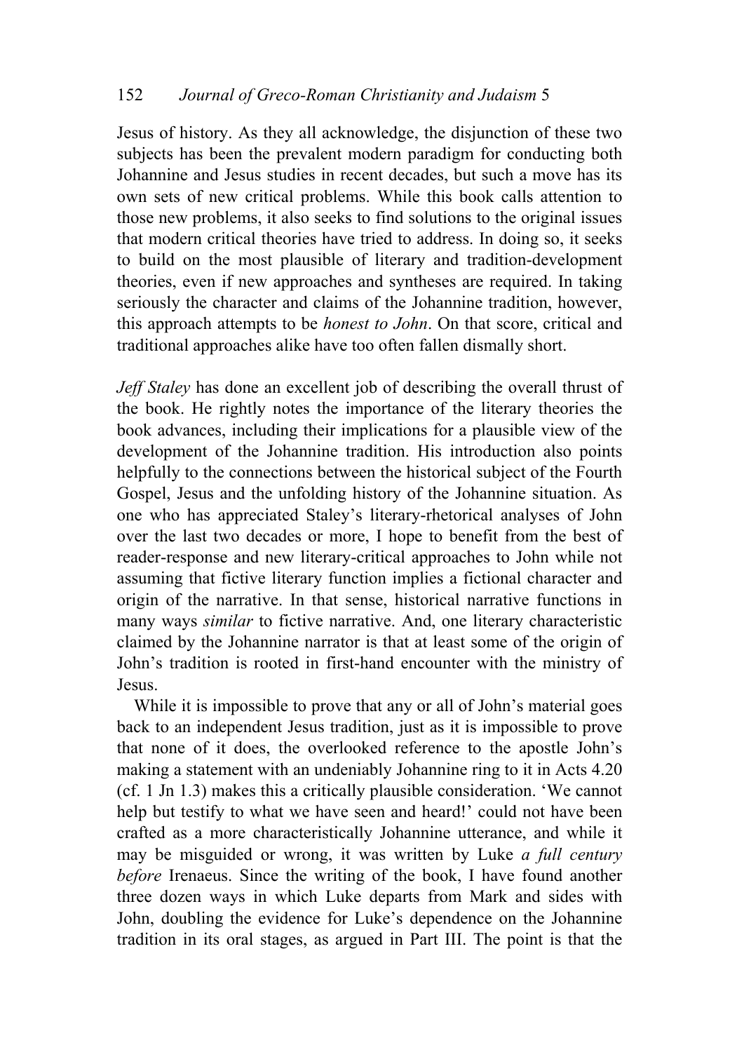Jesus of history. As they all acknowledge, the disjunction of these two subjects has been the prevalent modern paradigm for conducting both Johannine and Jesus studies in recent decades, but such a move has its own sets of new critical problems. While this book calls attention to those new problems, it also seeks to find solutions to the original issues that modern critical theories have tried to address. In doing so, it seeks to build on the most plausible of literary and tradition-development theories, even if new approaches and syntheses are required. In taking seriously the character and claims of the Johannine tradition, however, this approach attempts to be *honest to John*. On that score, critical and traditional approaches alike have too often fallen dismally short.

*Jeff Staley* has done an excellent job of describing the overall thrust of the book. He rightly notes the importance of the literary theories the book advances, including their implications for a plausible view of the development of the Johannine tradition. His introduction also points helpfully to the connections between the historical subject of the Fourth Gospel, Jesus and the unfolding history of the Johannine situation. As one who has appreciated Staley's literary-rhetorical analyses of John over the last two decades or more, I hope to benefit from the best of reader-response and new literary-critical approaches to John while not assuming that fictive literary function implies a fictional character and origin of the narrative. In that sense, historical narrative functions in many ways *similar* to fictive narrative. And, one literary characteristic claimed by the Johannine narrator is that at least some of the origin of John's tradition is rooted in first-hand encounter with the ministry of Jesus.

While it is impossible to prove that any or all of John's material goes back to an independent Jesus tradition, just as it is impossible to prove that none of it does, the overlooked reference to the apostle John's making a statement with an undeniably Johannine ring to it in Acts 4.20 (cf. 1 Jn 1.3) makes this a critically plausible consideration. 'We cannot help but testify to what we have seen and heard!' could not have been crafted as a more characteristically Johannine utterance, and while it may be misguided or wrong, it was written by Luke *a full century before* Irenaeus. Since the writing of the book, I have found another three dozen ways in which Luke departs from Mark and sides with John, doubling the evidence for Luke's dependence on the Johannine tradition in its oral stages, as argued in Part III. The point is that the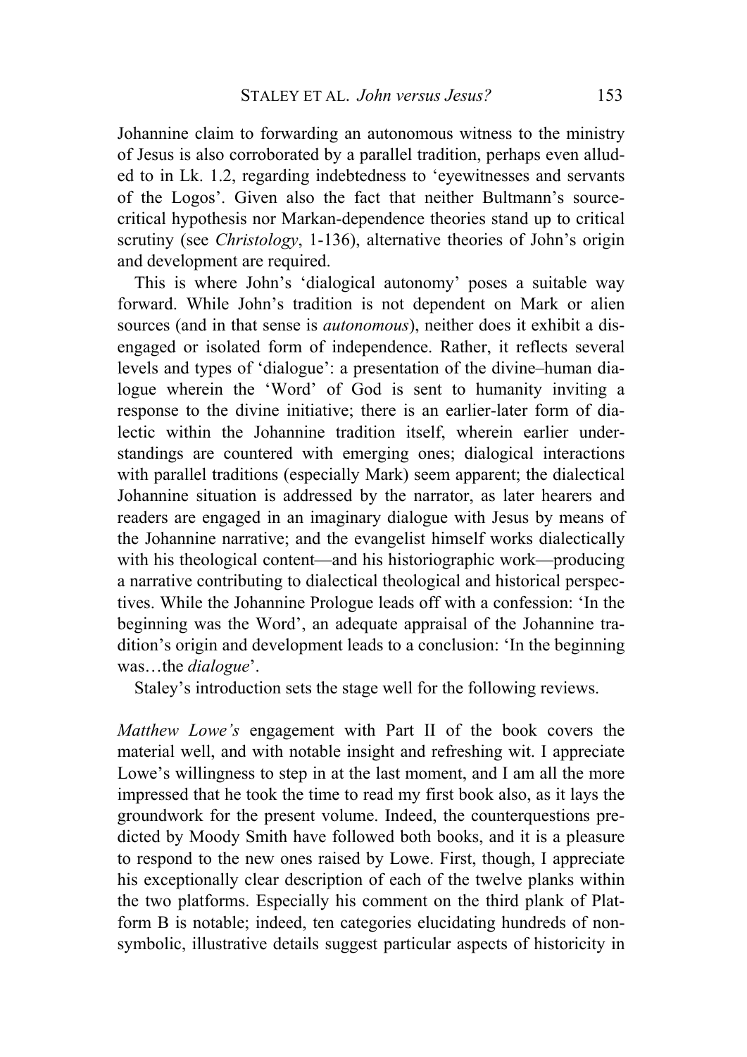Johannine claim to forwarding an autonomous witness to the ministry of Jesus is also corroborated by a parallel tradition, perhaps even alluded to in Lk. 1.2, regarding indebtedness to 'eyewitnesses and servants of the Logos'. Given also the fact that neither Bultmann's source-critical hypothesis nor Markan-dependence theories stand up to critical scrutiny (see *Christology*, 1-136), alternative theories of John's origin and development are required.

This is where John's 'dialogical autonomy' poses a suitable way forward. While John's tradition is not dependent on Mark or alien sources (and in that sense is *autonomous*), neither does it exhibit a disengaged or isolated form of independence. Rather, it reflects several levels and types of 'dialogue': a presentation of the divine–human dialogue wherein the 'Word' of God is sent to humanity inviting a response to the divine initiative; there is an earlier-later form of dialectic within the Johannine tradition itself, wherein earlier understandings are countered with emerging ones; dialogical interactions with parallel traditions (especially Mark) seem apparent; the dialectical Johannine situation is addressed by the narrator, as later hearers and readers are engaged in an imaginary dialogue with Jesus by means of the Johannine narrative; and the evangelist himself works dialectically with his theological content—and his historiographic work—producing a narrative contributing to dialectical theological and historical perspectives. While the Johannine Prologue leads off with a confession: 'In the beginning was the Word', an adequate appraisal of the Johannine tradition's origin and development leads to a conclusion: 'In the beginning was…the *dialogue*'.

Staley's introduction sets the stage well for the following reviews.

*Matthew Lowe's* engagement with Part II of the book covers the material well, and with notable insight and refreshing wit. I appreciate Lowe's willingness to step in at the last moment, and I am all the more impressed that he took the time to read my first book also, as it lays the groundwork for the present volume. Indeed, the counterquestions predicted by Moody Smith have followed both books, and it is a pleasure to respond to the new ones raised by Lowe. First, though, I appreciate his exceptionally clear description of each of the twelve planks within the two platforms. Especially his comment on the third plank of Platform B is notable; indeed, ten categories elucidating hundreds of non-symbolic, illustrative details suggest particular aspects of historicity in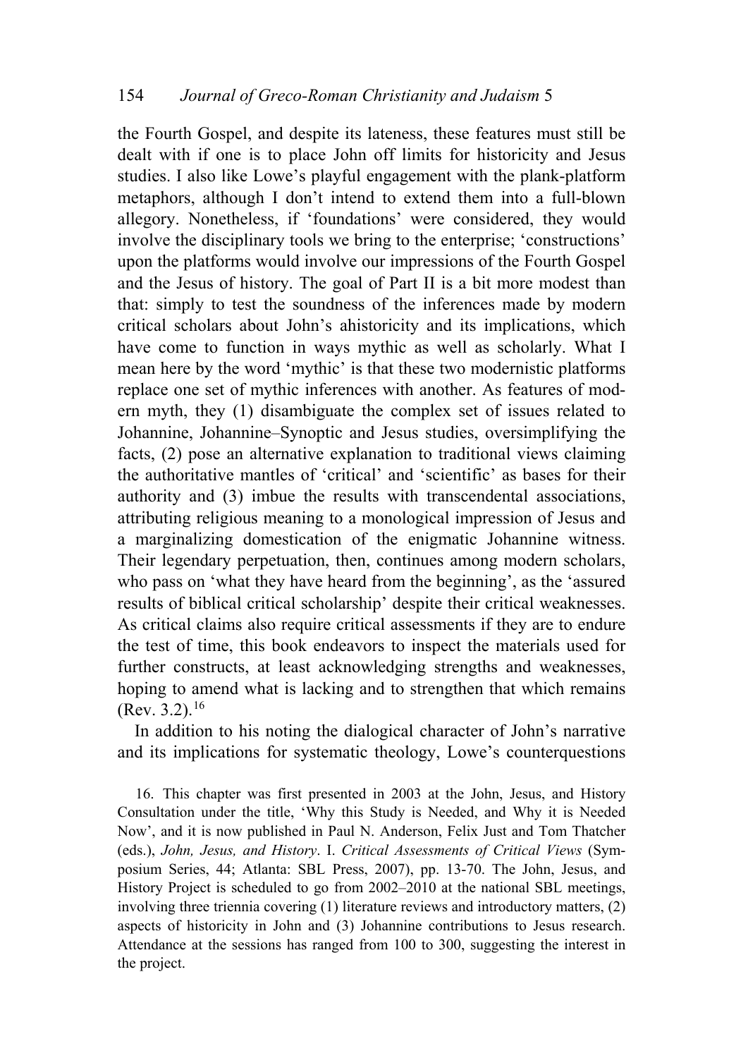the Fourth Gospel, and despite its lateness, these features must still be dealt with if one is to place John off limits for historicity and Jesus studies. I also like Lowe's playful engagement with the plank-platform metaphors, although I don't intend to extend them into a full-blown allegory. Nonetheless, if 'foundations' were considered, they would involve the disciplinary tools we bring to the enterprise; 'constructions' upon the platforms would involve our impressions of the Fourth Gospel and the Jesus of history. The goal of Part II is a bit more modest than that: simply to test the soundness of the inferences made by modern critical scholars about John's ahistoricity and its implications, which have come to function in ways mythic as well as scholarly. What I mean here by the word 'mythic' is that these two modernistic platforms replace one set of mythic inferences with another. As features of modern myth, they (1) disambiguate the complex set of issues related to Johannine, Johannine–Synoptic and Jesus studies, oversimplifying the facts, (2) pose an alternative explanation to traditional views claiming the authoritative mantles of 'critical' and 'scientific' as bases for their authority and (3) imbue the results with transcendental associations, attributing religious meaning to a monological impression of Jesus and a marginalizing domestication of the enigmatic Johannine witness. Their legendary perpetuation, then, continues among modern scholars, who pass on 'what they have heard from the beginning', as the 'assured results of biblical critical scholarship' despite their critical weaknesses. As critical claims also require critical assessments if they are to endure the test of time, this book endeavors to inspect the materials used for further constructs, at least acknowledging strengths and weaknesses, hoping to amend what is lacking and to strengthen that which remains (Rev. 3.2).[16]

In addition to his noting the dialogical character of John's narrative and its implications for systematic theology, Lowe's counterquestions

16. This chapter was first presented in 2003 at the John, Jesus, and History Consultation under the title, 'Why this Study is Needed, and Why it is Needed Now', and it is now published in Paul N. Anderson, Felix Just and Tom Thatcher (eds.), *John, Jesus, and History*. I. *Critical Assessments of Critical Views* (Symposium Series, 44; Atlanta: SBL Press, 2007), pp. 13-70. The John, Jesus, and History Project is scheduled to go from 2002–2010 at the national SBL meetings, involving three triennia covering (1) literature reviews and introductory matters, (2) aspects of historicity in John and (3) Johannine contributions to Jesus research. Attendance at the sessions has ranged from 100 to 300, suggesting the interest in the project.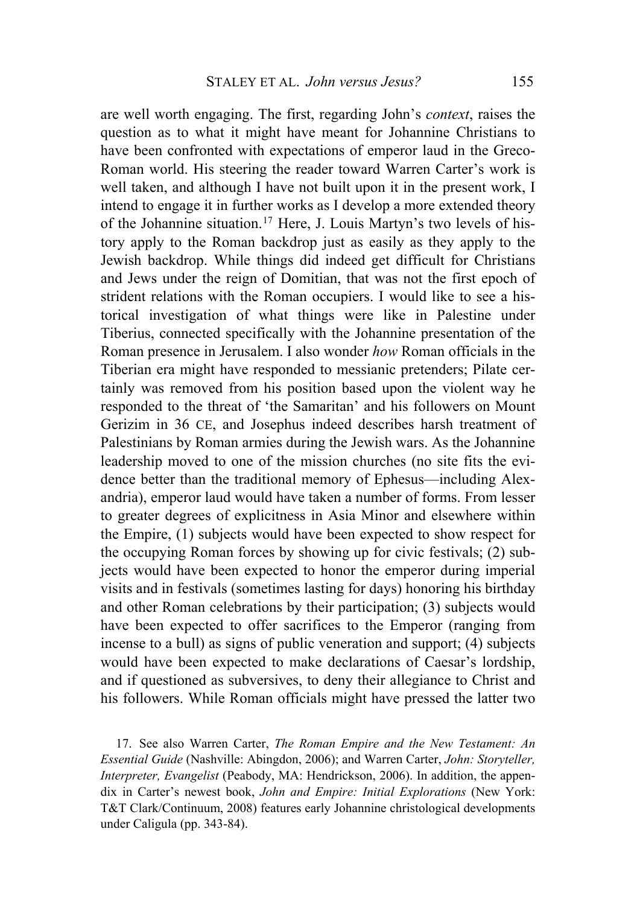are well worth engaging. The first, regarding John's *context*, raises the question as to what it might have meant for Johannine Christians to have been confronted with expectations of emperor laud in the Greco-Roman world. His steering the reader toward Warren Carter's work is well taken, and although I have not built upon it in the present work, I intend to engage it in further works as I develop a more extended theory of the Johannine situation.[17] Here, J. Louis Martyn's two levels of history apply to the Roman backdrop just as easily as they apply to the Jewish backdrop. While things did indeed get difficult for Christians and Jews under the reign of Domitian, that was not the first epoch of strident relations with the Roman occupiers. I would like to see a historical investigation of what things were like in Palestine under Tiberius, connected specifically with the Johannine presentation of the Roman presence in Jerusalem. I also wonder *how* Roman officials in the Tiberian era might have responded to messianic pretenders; Pilate certainly was removed from his position based upon the violent way he responded to the threat of 'the Samaritan' and his followers on Mount Gerizim in 36 CE, and Josephus indeed describes harsh treatment of Palestinians by Roman armies during the Jewish wars. As the Johannine leadership moved to one of the mission churches (no site fits the evidence better than the traditional memory of Ephesus—including Alexandria), emperor laud would have taken a number of forms. From lesser to greater degrees of explicitness in Asia Minor and elsewhere within the Empire, (1) subjects would have been expected to show respect for the occupying Roman forces by showing up for civic festivals; (2) subjects would have been expected to honor the emperor during imperial visits and in festivals (sometimes lasting for days) honoring his birthday and other Roman celebrations by their participation; (3) subjects would have been expected to offer sacrifices to the Emperor (ranging from incense to a bull) as signs of public veneration and support; (4) subjects would have been expected to make declarations of Caesar's lordship, and if questioned as subversives, to deny their allegiance to Christ and his followers. While Roman officials might have pressed the latter two

17. See also Warren Carter, *The Roman Empire and the New Testament: An Essential Guide* (Nashville: Abingdon, 2006); and Warren Carter, *John: Storyteller, Interpreter, Evangelist* (Peabody, MA: Hendrickson, 2006). In addition, the appendix in Carter's newest book, *John and Empire: Initial Explorations* (New York: T&T Clark/Continuum, 2008) features early Johannine christological developments under Caligula (pp. 343-84).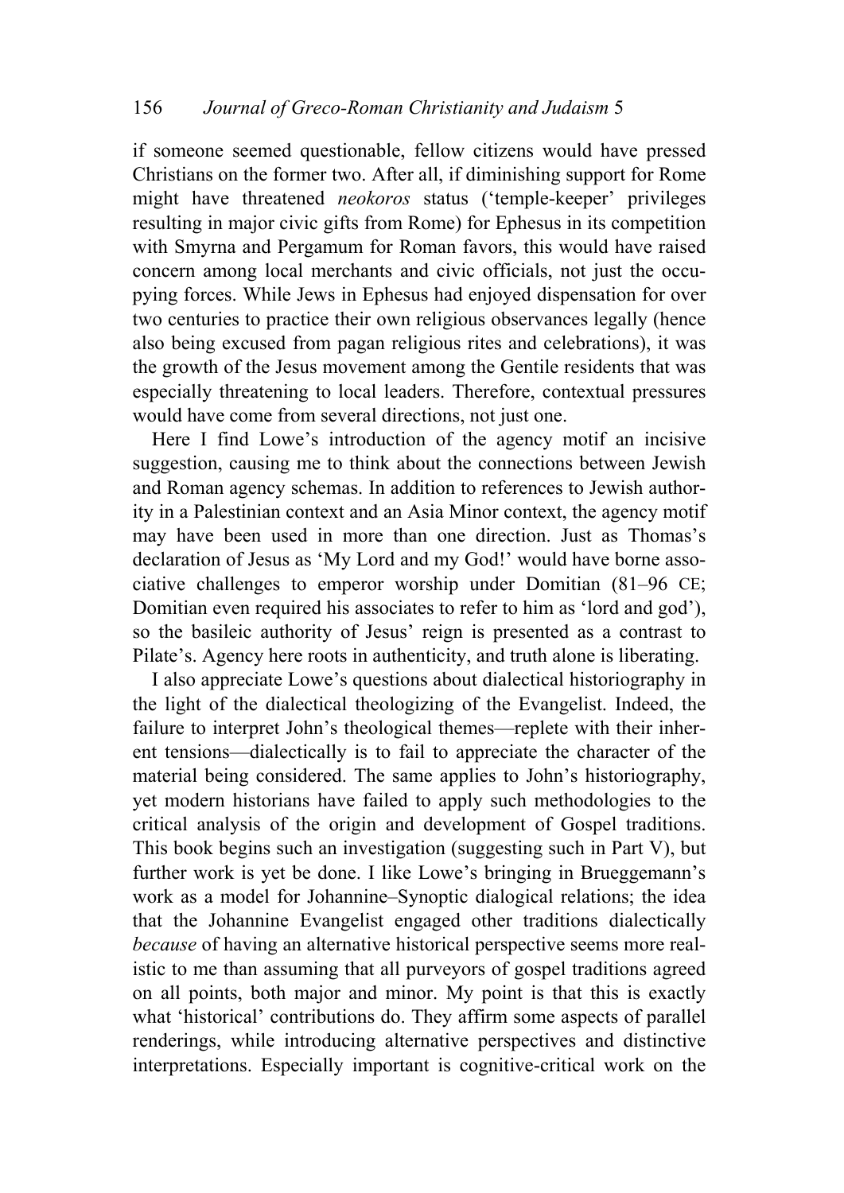if someone seemed questionable, fellow citizens would have pressed Christians on the former two. After all, if diminishing support for Rome might have threatened *neokoros* status ('temple-keeper' privileges resulting in major civic gifts from Rome) for Ephesus in its competition with Smyrna and Pergamum for Roman favors, this would have raised concern among local merchants and civic officials, not just the occupying forces. While Jews in Ephesus had enjoyed dispensation for over two centuries to practice their own religious observances legally (hence also being excused from pagan religious rites and celebrations), it was the growth of the Jesus movement among the Gentile residents that was especially threatening to local leaders. Therefore, contextual pressures would have come from several directions, not just one.

Here I find Lowe's introduction of the agency motif an incisive suggestion, causing me to think about the connections between Jewish and Roman agency schemas. In addition to references to Jewish authority in a Palestinian context and an Asia Minor context, the agency motif may have been used in more than one direction. Just as Thomas's declaration of Jesus as 'My Lord and my God!' would have borne associative challenges to emperor worship under Domitian (81–96 CE; Domitian even required his associates to refer to him as 'lord and god'), so the basileic authority of Jesus' reign is presented as a contrast to Pilate's. Agency here roots in authenticity, and truth alone is liberating.

I also appreciate Lowe's questions about dialectical historiography in the light of the dialectical theologizing of the Evangelist. Indeed, the failure to interpret John's theological themes—replete with their inherent tensions—dialectically is to fail to appreciate the character of the material being considered. The same applies to John's historiography, yet modern historians have failed to apply such methodologies to the critical analysis of the origin and development of Gospel traditions. This book begins such an investigation (suggesting such in Part V), but further work is yet be done. I like Lowe's bringing in Brueggemann's work as a model for Johannine–Synoptic dialogical relations; the idea that the Johannine Evangelist engaged other traditions dialectically *because* of having an alternative historical perspective seems more realistic to me than assuming that all purveyors of gospel traditions agreed on all points, both major and minor. My point is that this is exactly what 'historical' contributions do. They affirm some aspects of parallel renderings, while introducing alternative perspectives and distinctive interpretations. Especially important is cognitive-critical work on the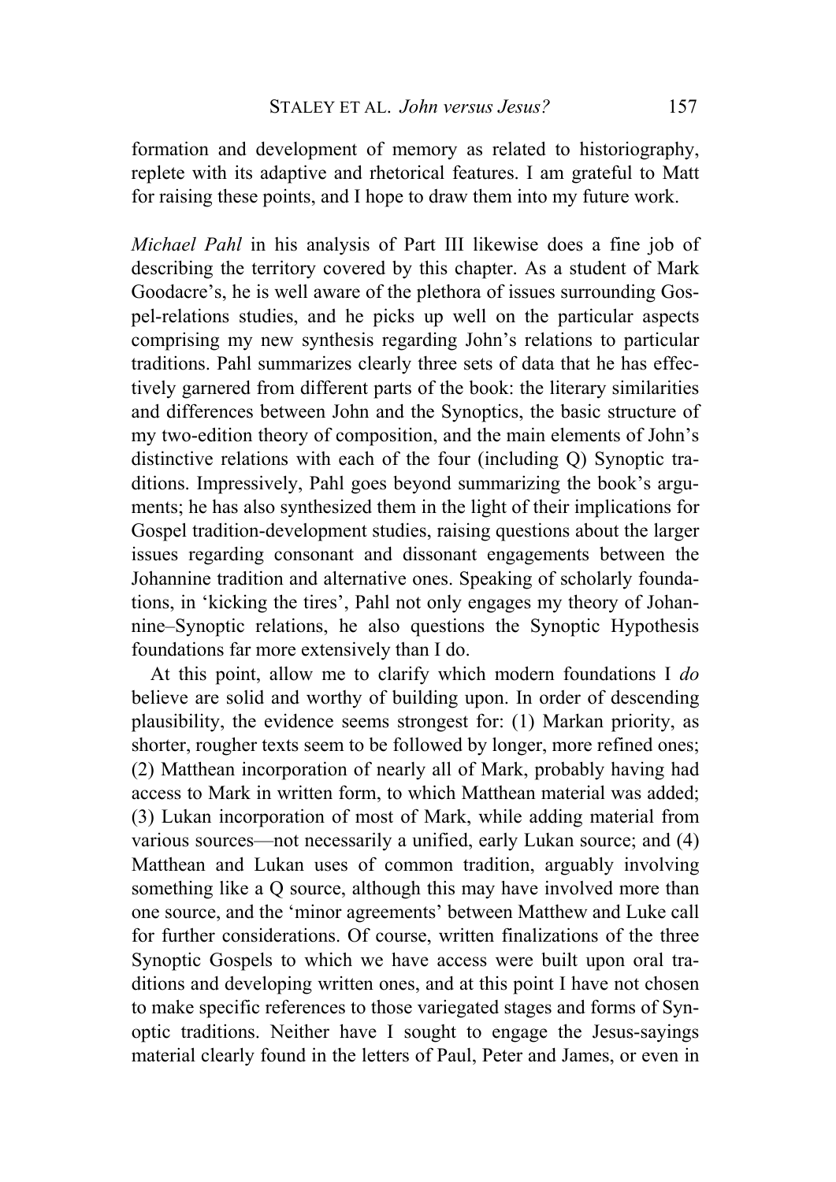formation and development of memory as related to historiography, replete with its adaptive and rhetorical features. I am grateful to Matt for raising these points, and I hope to draw them into my future work.

*Michael Pahl* in his analysis of Part III likewise does a fine job of describing the territory covered by this chapter. As a student of Mark Goodacre's, he is well aware of the plethora of issues surrounding Gospel-relations studies, and he picks up well on the particular aspects comprising my new synthesis regarding John's relations to particular traditions. Pahl summarizes clearly three sets of data that he has effectively garnered from different parts of the book: the literary similarities and differences between John and the Synoptics, the basic structure of my two-edition theory of composition, and the main elements of John's distinctive relations with each of the four (including Q) Synoptic traditions. Impressively, Pahl goes beyond summarizing the book's arguments; he has also synthesized them in the light of their implications for Gospel tradition-development studies, raising questions about the larger issues regarding consonant and dissonant engagements between the Johannine tradition and alternative ones. Speaking of scholarly foundations, in 'kicking the tires', Pahl not only engages my theory of Johannine–Synoptic relations, he also questions the Synoptic Hypothesis foundations far more extensively than I do.

At this point, allow me to clarify which modern foundations I *do* believe are solid and worthy of building upon. In order of descending plausibility, the evidence seems strongest for: (1) Markan priority, as shorter, rougher texts seem to be followed by longer, more refined ones; (2) Matthean incorporation of nearly all of Mark, probably having had access to Mark in written form, to which Matthean material was added; (3) Lukan incorporation of most of Mark, while adding material from various sources—not necessarily a unified, early Lukan source; and (4) Matthean and Lukan uses of common tradition, arguably involving something like a Q source, although this may have involved more than one source, and the 'minor agreements' between Matthew and Luke call for further considerations. Of course, written finalizations of the three Synoptic Gospels to which we have access were built upon oral traditions and developing written ones, and at this point I have not chosen to make specific references to those variegated stages and forms of Synoptic traditions. Neither have I sought to engage the Jesus-sayings material clearly found in the letters of Paul, Peter and James, or even in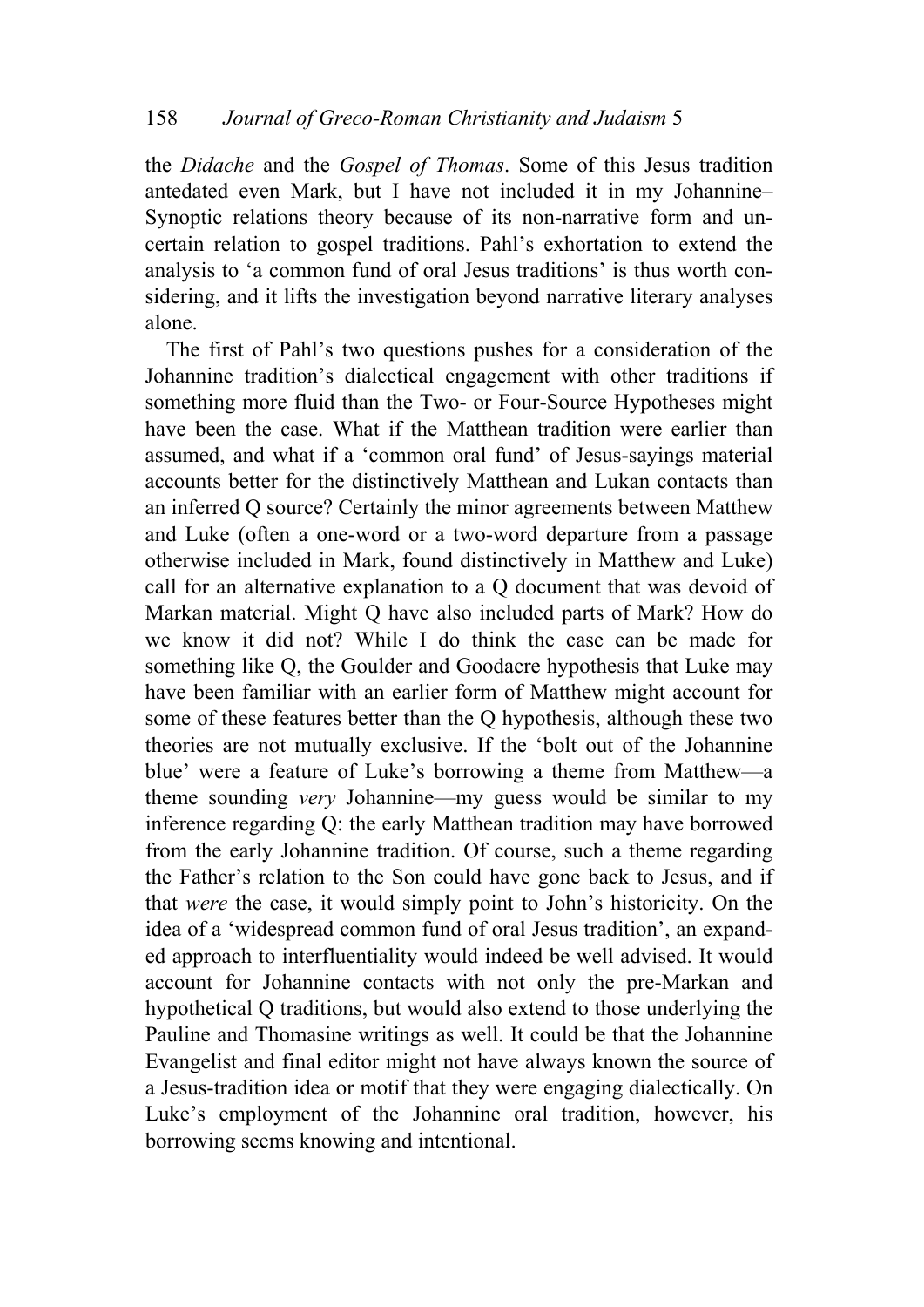the *Didache* and the *Gospel of Thomas*. Some of this Jesus tradition antedated even Mark, but I have not included it in my Johannine–Synoptic relations theory because of its non-narrative form and uncertain relation to gospel traditions. Pahl's exhortation to extend the analysis to 'a common fund of oral Jesus traditions' is thus worth considering, and it lifts the investigation beyond narrative literary analyses alone.

The first of Pahl's two questions pushes for a consideration of the Johannine tradition's dialectical engagement with other traditions if something more fluid than the Two- or Four-Source Hypotheses might have been the case. What if the Matthean tradition were earlier than assumed, and what if a 'common oral fund' of Jesus-sayings material accounts better for the distinctively Matthean and Lukan contacts than an inferred Q source? Certainly the minor agreements between Matthew and Luke (often a one-word or a two-word departure from a passage otherwise included in Mark, found distinctively in Matthew and Luke) call for an alternative explanation to a Q document that was devoid of Markan material. Might Q have also included parts of Mark? How do we know it did not? While I do think the case can be made for something like Q, the Goulder and Goodacre hypothesis that Luke may have been familiar with an earlier form of Matthew might account for some of these features better than the Q hypothesis, although these two theories are not mutually exclusive. If the 'bolt out of the Johannine blue' were a feature of Luke's borrowing a theme from Matthew—a theme sounding *very* Johannine—my guess would be similar to my inference regarding Q: the early Matthean tradition may have borrowed from the early Johannine tradition. Of course, such a theme regarding the Father's relation to the Son could have gone back to Jesus, and if that *were* the case, it would simply point to John's historicity. On the idea of a 'widespread common fund of oral Jesus tradition', an expanded approach to interfluentiality would indeed be well advised. It would account for Johannine contacts with not only the pre-Markan and hypothetical Q traditions, but would also extend to those underlying the Pauline and Thomasine writings as well. It could be that the Johannine Evangelist and final editor might not have always known the source of a Jesus-tradition idea or motif that they were engaging dialectically. On Luke's employment of the Johannine oral tradition, however, his borrowing seems knowing and intentional.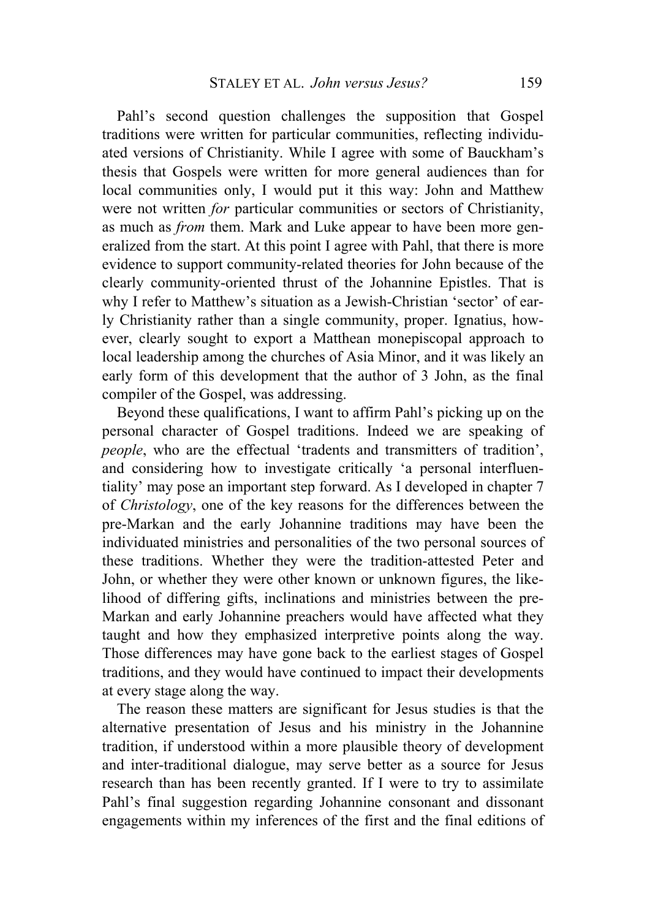Pahl's second question challenges the supposition that Gospel traditions were written for particular communities, reflecting individuated versions of Christianity. While I agree with some of Bauckham's thesis that Gospels were written for more general audiences than for local communities only, I would put it this way: John and Matthew were not written *for* particular communities or sectors of Christianity, as much as *from* them. Mark and Luke appear to have been more generalized from the start. At this point I agree with Pahl, that there is more evidence to support community-related theories for John because of the clearly community-oriented thrust of the Johannine Epistles. That is why I refer to Matthew's situation as a Jewish-Christian 'sector' of early Christianity rather than a single community, proper. Ignatius, however, clearly sought to export a Matthean monepiscopal approach to local leadership among the churches of Asia Minor, and it was likely an early form of this development that the author of 3 John, as the final compiler of the Gospel, was addressing.

Beyond these qualifications, I want to affirm Pahl's picking up on the personal character of Gospel traditions. Indeed we are speaking of *people*, who are the effectual 'tradents and transmitters of tradition', and considering how to investigate critically 'a personal interfluentiality' may pose an important step forward. As I developed in chapter 7 of *Christology*, one of the key reasons for the differences between the pre-Markan and the early Johannine traditions may have been the individuated ministries and personalities of the two personal sources of these traditions. Whether they were the tradition-attested Peter and John, or whether they were other known or unknown figures, the likelihood of differing gifts, inclinations and ministries between the pre-Markan and early Johannine preachers would have affected what they taught and how they emphasized interpretive points along the way. Those differences may have gone back to the earliest stages of Gospel traditions, and they would have continued to impact their developments at every stage along the way.

The reason these matters are significant for Jesus studies is that the alternative presentation of Jesus and his ministry in the Johannine tradition, if understood within a more plausible theory of development and inter-traditional dialogue, may serve better as a source for Jesus research than has been recently granted. If I were to try to assimilate Pahl's final suggestion regarding Johannine consonant and dissonant engagements within my inferences of the first and the final editions of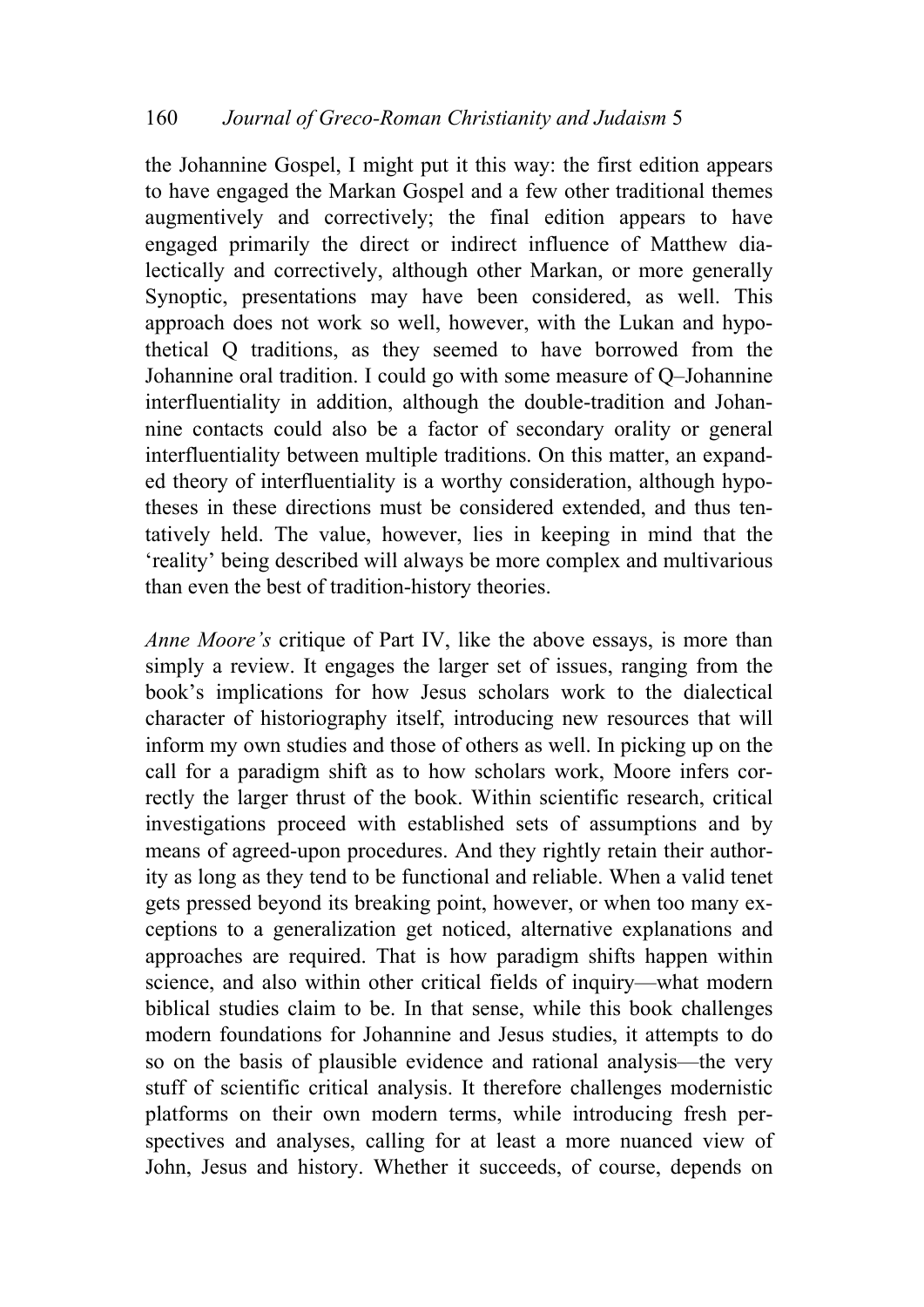the Johannine Gospel, I might put it this way: the first edition appears to have engaged the Markan Gospel and a few other traditional themes augmentively and correctively; the final edition appears to have engaged primarily the direct or indirect influence of Matthew dialectically and correctively, although other Markan, or more generally Synoptic, presentations may have been considered, as well. This approach does not work so well, however, with the Lukan and hypothetical Q traditions, as they seemed to have borrowed from the Johannine oral tradition. I could go with some measure of Q–Johannine interfluentiality in addition, although the double-tradition and Johannine contacts could also be a factor of secondary orality or general interfluentiality between multiple traditions. On this matter, an expanded theory of interfluentiality is a worthy consideration, although hypotheses in these directions must be considered extended, and thus tentatively held. The value, however, lies in keeping in mind that the 'reality' being described will always be more complex and multivarious than even the best of tradition-history theories.

*Anne Moore's* critique of Part IV, like the above essays, is more than simply a review. It engages the larger set of issues, ranging from the book's implications for how Jesus scholars work to the dialectical character of historiography itself, introducing new resources that will inform my own studies and those of others as well. In picking up on the call for a paradigm shift as to how scholars work, Moore infers correctly the larger thrust of the book. Within scientific research, critical investigations proceed with established sets of assumptions and by means of agreed-upon procedures. And they rightly retain their authority as long as they tend to be functional and reliable. When a valid tenet gets pressed beyond its breaking point, however, or when too many exceptions to a generalization get noticed, alternative explanations and approaches are required. That is how paradigm shifts happen within science, and also within other critical fields of inquiry—what modern biblical studies claim to be. In that sense, while this book challenges modern foundations for Johannine and Jesus studies, it attempts to do so on the basis of plausible evidence and rational analysis—the very stuff of scientific critical analysis. It therefore challenges modernistic platforms on their own modern terms, while introducing fresh perspectives and analyses, calling for at least a more nuanced view of John, Jesus and history. Whether it succeeds, of course, depends on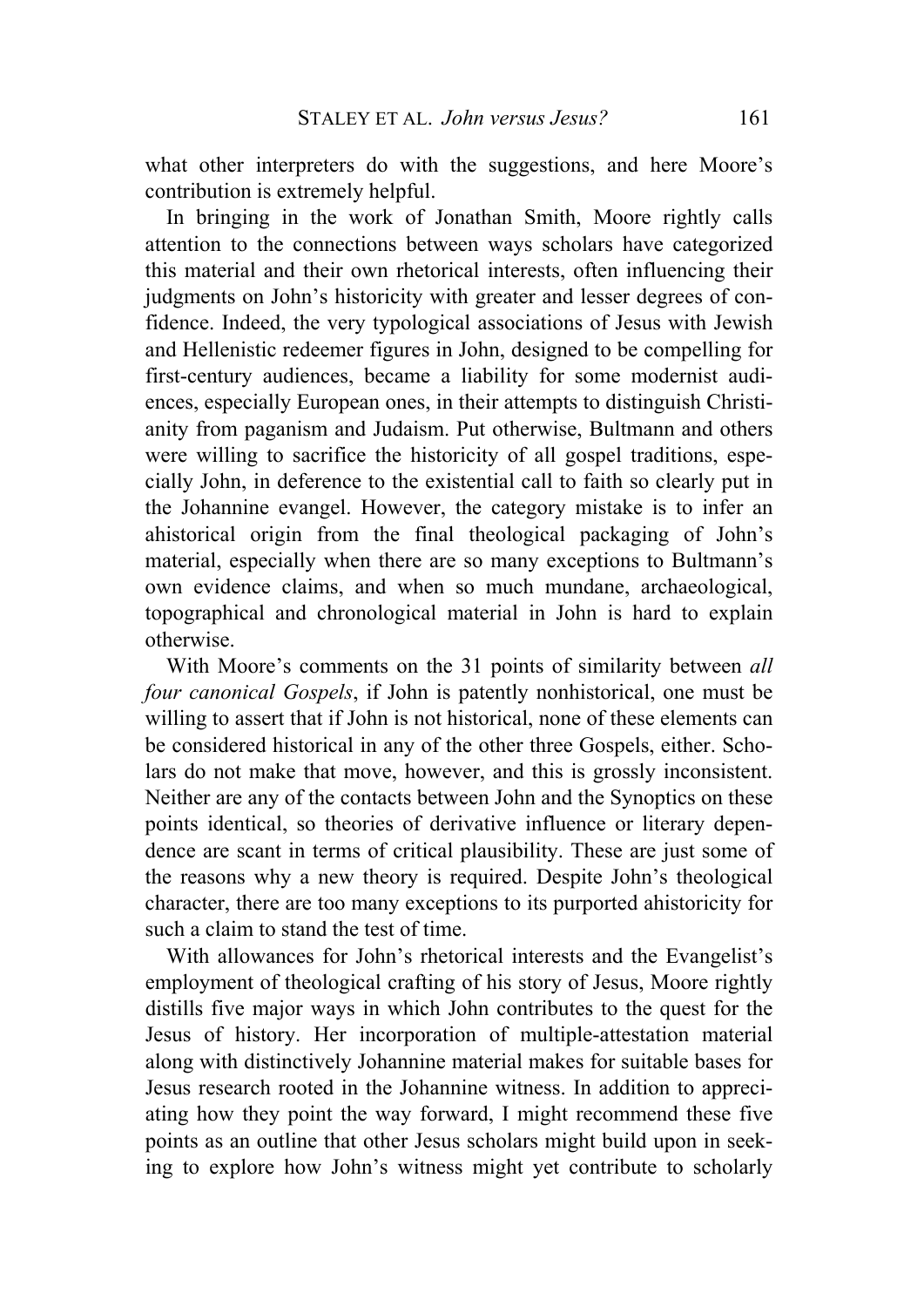what other interpreters do with the suggestions, and here Moore's contribution is extremely helpful.

In bringing in the work of Jonathan Smith, Moore rightly calls attention to the connections between ways scholars have categorized this material and their own rhetorical interests, often influencing their judgments on John's historicity with greater and lesser degrees of confidence. Indeed, the very typological associations of Jesus with Jewish and Hellenistic redeemer figures in John, designed to be compelling for first-century audiences, became a liability for some modernist audiences, especially European ones, in their attempts to distinguish Christianity from paganism and Judaism. Put otherwise, Bultmann and others were willing to sacrifice the historicity of all gospel traditions, especially John, in deference to the existential call to faith so clearly put in the Johannine evangel. However, the category mistake is to infer an ahistorical origin from the final theological packaging of John's material, especially when there are so many exceptions to Bultmann's own evidence claims, and when so much mundane, archaeological, topographical and chronological material in John is hard to explain otherwise.

With Moore's comments on the 31 points of similarity between *all four canonical Gospels*, if John is patently nonhistorical, one must be willing to assert that if John is not historical, none of these elements can be considered historical in any of the other three Gospels, either. Scholars do not make that move, however, and this is grossly inconsistent. Neither are any of the contacts between John and the Synoptics on these points identical, so theories of derivative influence or literary dependence are scant in terms of critical plausibility. These are just some of the reasons why a new theory is required. Despite John's theological character, there are too many exceptions to its purported ahistoricity for such a claim to stand the test of time.

With allowances for John's rhetorical interests and the Evangelist's employment of theological crafting of his story of Jesus, Moore rightly distills five major ways in which John contributes to the quest for the Jesus of history. Her incorporation of multiple-attestation material along with distinctively Johannine material makes for suitable bases for Jesus research rooted in the Johannine witness. In addition to appreciating how they point the way forward, I might recommend these five points as an outline that other Jesus scholars might build upon in seeking to explore how John's witness might yet contribute to scholarly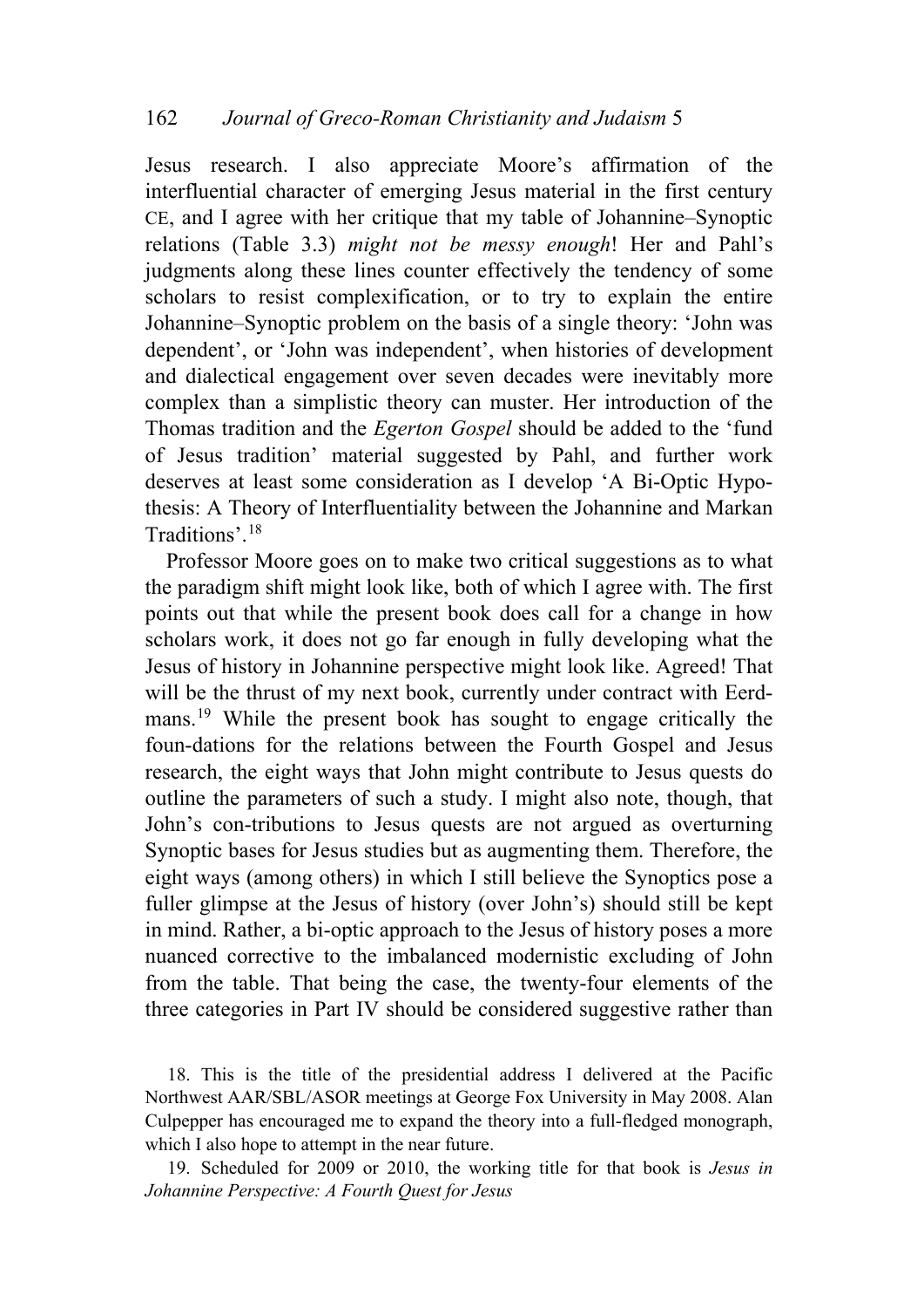Jesus research. I also appreciate Moore's affirmation of the interfluential character of emerging Jesus material in the first century CE, and I agree with her critique that my table of Johannine–Synoptic relations (Table 3.3) *might not be messy enough*! Her and Pahl's judgments along these lines counter effectively the tendency of some scholars to resist complexification, or to try to explain the entire Johannine–Synoptic problem on the basis of a single theory: 'John was dependent', or 'John was independent', when histories of development and dialectical engagement over seven decades were inevitably more complex than a simplistic theory can muster. Her introduction of the Thomas tradition and the *Egerton Gospel* should be added to the 'fund of Jesus tradition' material suggested by Pahl, and further work deserves at least some consideration as I develop 'A Bi-Optic Hypothesis: A Theory of Interfluentiality between the Johannine and Markan Traditions'.[18]

Professor Moore goes on to make two critical suggestions as to what the paradigm shift might look like, both of which I agree with. The first points out that while the present book does call for a change in how scholars work, it does not go far enough in fully developing what the Jesus of history in Johannine perspective might look like. Agreed! That will be the thrust of my next book, currently under contract with Eerdmans.[19] While the present book has sought to engage critically the foun-dations for the relations between the Fourth Gospel and Jesus research, the eight ways that John might contribute to Jesus quests do outline the parameters of such a study. I might also note, though, that John's con-tributions to Jesus quests are not argued as overturning Synoptic bases for Jesus studies but as augmenting them. Therefore, the eight ways (among others) in which I still believe the Synoptics pose a fuller glimpse at the Jesus of history (over John's) should still be kept in mind. Rather, a bi-optic approach to the Jesus of history poses a more nuanced corrective to the imbalanced modernistic excluding of John from the table. That being the case, the twenty-four elements of the three categories in Part IV should be considered suggestive rather than

18. This is the title of the presidential address I delivered at the Pacific Northwest AAR/SBL/ASOR meetings at George Fox University in May 2008. Alan Culpepper has encouraged me to expand the theory into a full-fledged monograph, which I also hope to attempt in the near future.

19. Scheduled for 2009 or 2010, the working title for that book is *Jesus in Johannine Perspective: A Fourth Quest for Jesus*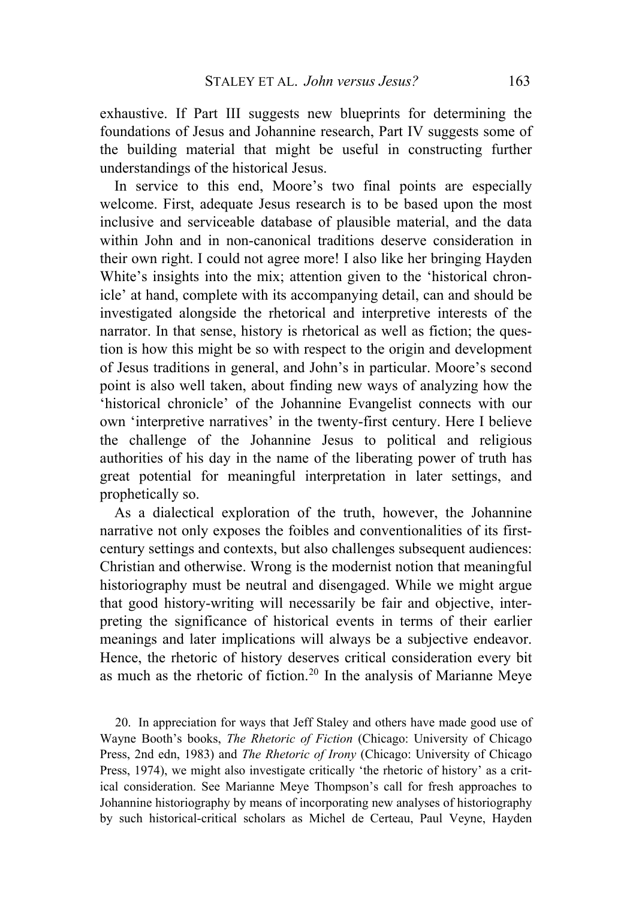exhaustive. If Part III suggests new blueprints for determining the foundations of Jesus and Johannine research, Part IV suggests some of the building material that might be useful in constructing further understandings of the historical Jesus.

In service to this end, Moore's two final points are especially welcome. First, adequate Jesus research is to be based upon the most inclusive and serviceable database of plausible material, and the data within John and in non-canonical traditions deserve consideration in their own right. I could not agree more! I also like her bringing Hayden White's insights into the mix; attention given to the 'historical chronicle' at hand, complete with its accompanying detail, can and should be investigated alongside the rhetorical and interpretive interests of the narrator. In that sense, history is rhetorical as well as fiction; the question is how this might be so with respect to the origin and development of Jesus traditions in general, and John's in particular. Moore's second point is also well taken, about finding new ways of analyzing how the 'historical chronicle' of the Johannine Evangelist connects with our own 'interpretive narratives' in the twenty-first century. Here I believe the challenge of the Johannine Jesus to political and religious authorities of his day in the name of the liberating power of truth has great potential for meaningful interpretation in later settings, and prophetically so.

As a dialectical exploration of the truth, however, the Johannine narrative not only exposes the foibles and conventionalities of its first-century settings and contexts, but also challenges subsequent audiences: Christian and otherwise. Wrong is the modernist notion that meaningful historiography must be neutral and disengaged. While we might argue that good history-writing will necessarily be fair and objective, interpreting the significance of historical events in terms of their earlier meanings and later implications will always be a subjective endeavor. Hence, the rhetoric of history deserves critical consideration every bit as much as the rhetoric of fiction.[20] In the analysis of Marianne Meye

20. In appreciation for ways that Jeff Staley and others have made good use of Wayne Booth's books, *The Rhetoric of Fiction* (Chicago: University of Chicago Press, 2nd edn, 1983) and *The Rhetoric of Irony* (Chicago: University of Chicago Press, 1974), we might also investigate critically 'the rhetoric of history' as a critical consideration. See Marianne Meye Thompson's call for fresh approaches to Johannine historiography by means of incorporating new analyses of historiography by such historical-critical scholars as Michel de Certeau, Paul Veyne, Hayden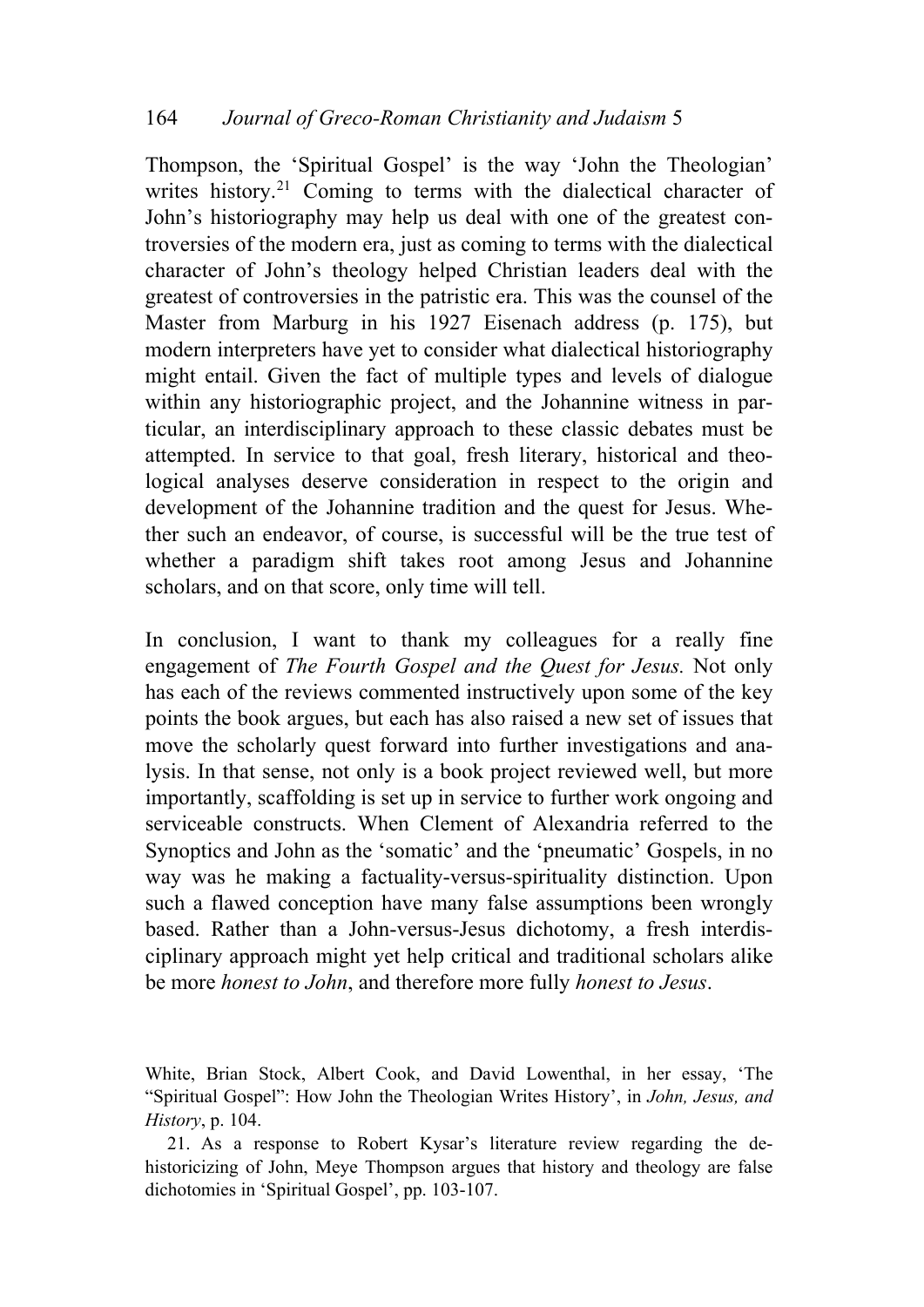Thompson, the ‘Spiritual Gospel’ is the way ‘John the Theologian’ writes history.[21] Coming to terms with the dialectical character of John’s historiography may help us deal with one of the greatest controversies of the modern era, just as coming to terms with the dialectical character of John’s theology helped Christian leaders deal with the greatest of controversies in the patristic era. This was the counsel of the Master from Marburg in his 1927 Eisenach address (p. 175), but modern interpreters have yet to consider what dialectical historiography might entail. Given the fact of multiple types and levels of dialogue within any historiographic project, and the Johannine witness in particular, an interdisciplinary approach to these classic debates must be attempted. In service to that goal, fresh literary, historical and theological analyses deserve consideration in respect to the origin and development of the Johannine tradition and the quest for Jesus. Whether such an endeavor, of course, is successful will be the true test of whether a paradigm shift takes root among Jesus and Johannine scholars, and on that score, only time will tell.

In conclusion, I want to thank my colleagues for a really fine engagement of *The Fourth Gospel and the Quest for Jesus.* Not only has each of the reviews commented instructively upon some of the key points the book argues, but each has also raised a new set of issues that move the scholarly quest forward into further investigations and analysis. In that sense, not only is a book project reviewed well, but more importantly, scaffolding is set up in service to further work ongoing and serviceable constructs. When Clement of Alexandria referred to the Synoptics and John as the ‘somatic’ and the ‘pneumatic’ Gospels, in no way was he making a factuality-versus-spirituality distinction. Upon such a flawed conception have many false assumptions been wrongly based. Rather than a John-versus-Jesus dichotomy, a fresh interdisciplinary approach might yet help critical and traditional scholars alike be more *honest to John*, and therefore more fully *honest to Jesus*.

White, Brian Stock, Albert Cook, and David Lowenthal, in her essay, ‘The “Spiritual Gospel”: How John the Theologian Writes History’, in *John, Jesus, and History*, p. 104.

21. As a response to Robert Kysar’s literature review regarding the de-historicizing of John, Meye Thompson argues that history and theology are false dichotomies in ‘Spiritual Gospel’, pp. 103-107.